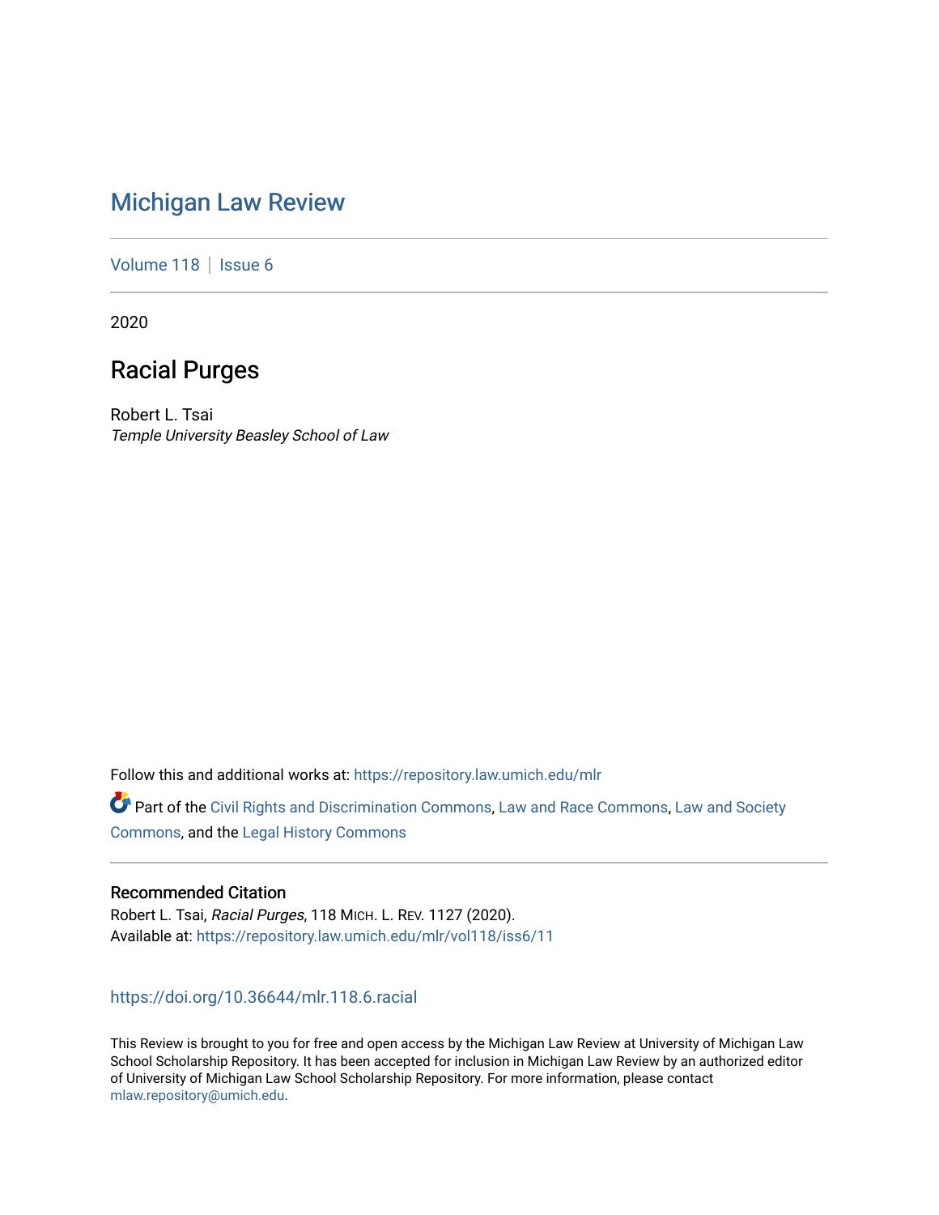# Michigan Law Review

Volume 118 | Issue 6

2020

## Racial Purges

Robert L. Tsai
*Temple University Beasley School of Law*

Follow this and additional works at: https://repository.law.umich.edu/mlr

Part of the Civil Rights and Discrimination Commons, Law and Race Commons, Law and Society Commons, and the Legal History Commons

### Recommended Citation

Robert L. Tsai, *Racial Purges*, 118 MICH. L. REV. 1127 (2020).
Available at: https://repository.law.umich.edu/mlr/vol118/iss6/11

https://doi.org/10.36644/mlr.118.6.racial

This Review is brought to you for free and open access by the Michigan Law Review at University of Michigan Law School Scholarship Repository. It has been accepted for inclusion in Michigan Law Review by an authorized editor of University of Michigan Law School Scholarship Repository. For more information, please contact mlaw.repository@umich.edu.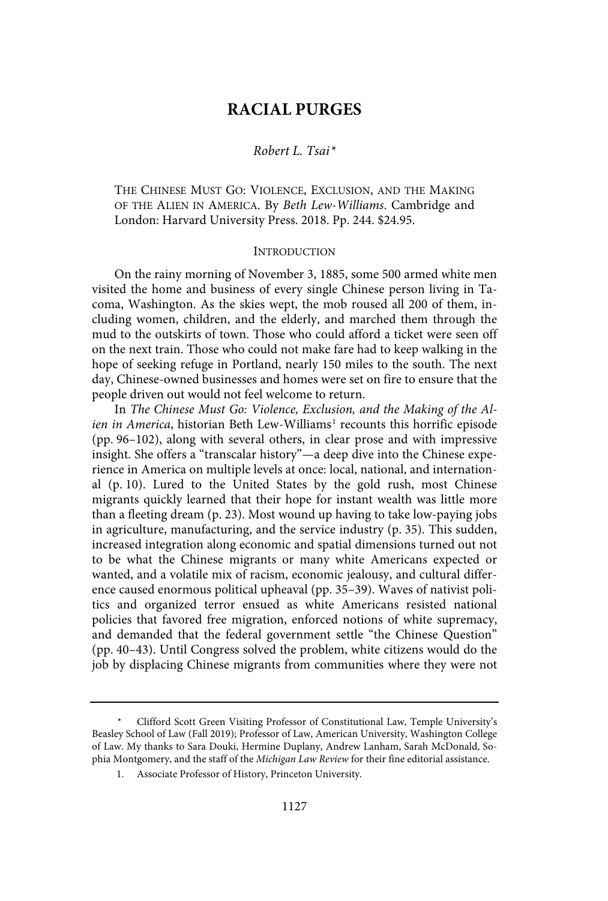# RACIAL PURGES

*Robert L. Tsai\**

THE CHINESE MUST GO: VIOLENCE, EXCLUSION, AND THE MAKING OF THE ALIEN IN AMERICA. By *Beth Lew-Williams*. Cambridge and London: Harvard University Press. 2018. Pp. 244. $24.95.

## INTRODUCTION

On the rainy morning of November 3, 1885, some 500 armed white men visited the home and business of every single Chinese person living in Tacoma, Washington. As the skies wept, the mob roused all 200 of them, including women, children, and the elderly, and marched them through the mud to the outskirts of town. Those who could afford a ticket were seen off on the next train. Those who could not make fare had to keep walking in the hope of seeking refuge in Portland, nearly 150 miles to the south. The next day, Chinese-owned businesses and homes were set on fire to ensure that the people driven out would not feel welcome to return.

In *The Chinese Must Go: Violence, Exclusion, and the Making of the Alien in America*, historian Beth Lew-Williams[1] recounts this horrific episode (pp. 96–102), along with several others, in clear prose and with impressive insight. She offers a "transcalar history"—a deep dive into the Chinese experience in America on multiple levels at once: local, national, and international (p. 10). Lured to the United States by the gold rush, most Chinese migrants quickly learned that their hope for instant wealth was little more than a fleeting dream (p. 23). Most wound up having to take low-paying jobs in agriculture, manufacturing, and the service industry (p. 35). This sudden, increased integration along economic and spatial dimensions turned out not to be what the Chinese migrants or many white Americans expected or wanted, and a volatile mix of racism, economic jealousy, and cultural difference caused enormous political upheaval (pp. 35–39). Waves of nativist politics and organized terror ensued as white Americans resisted national policies that favored free migration, enforced notions of white supremacy, and demanded that the federal government settle "the Chinese Question" (pp. 40–43). Until Congress solved the problem, white citizens would do the job by displacing Chinese migrants from communities where they were not

---

\* Clifford Scott Green Visiting Professor of Constitutional Law, Temple University's Beasley School of Law (Fall 2019); Professor of Law, American University, Washington College of Law. My thanks to Sara Douki, Hermine Duplany, Andrew Lanham, Sarah McDonald, Sophia Montgomery, and the staff of the *Michigan Law Review* for their fine editorial assistance.

1. Associate Professor of History, Princeton University.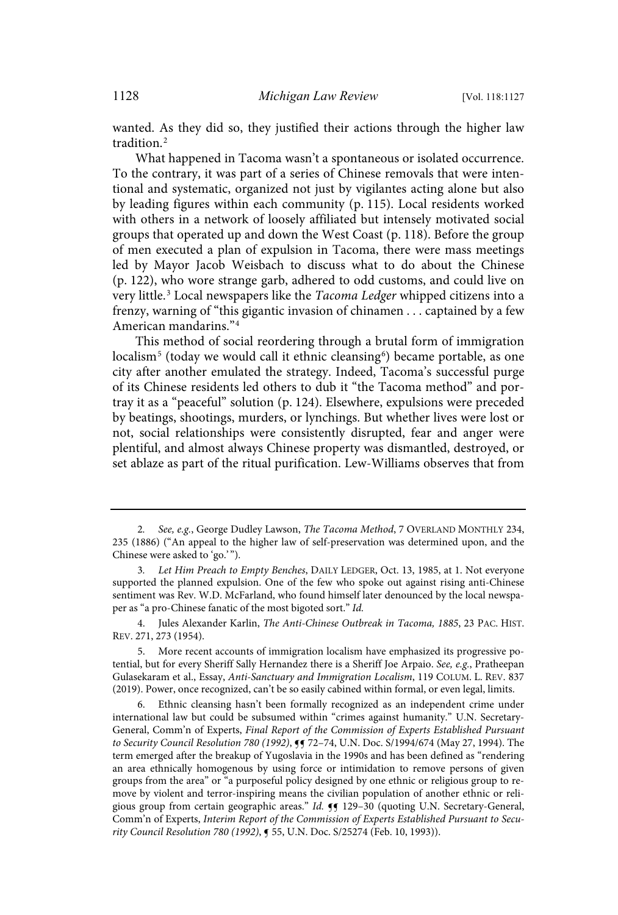wanted. As they did so, they justified their actions through the higher law tradition.[2]

What happened in Tacoma wasn't a spontaneous or isolated occurrence. To the contrary, it was part of a series of Chinese removals that were intentional and systematic, organized not just by vigilantes acting alone but also by leading figures within each community (p. 115). Local residents worked with others in a network of loosely affiliated but intensely motivated social groups that operated up and down the West Coast (p. 118). Before the group of men executed a plan of expulsion in Tacoma, there were mass meetings led by Mayor Jacob Weisbach to discuss what to do about the Chinese (p. 122), who wore strange garb, adhered to odd customs, and could live on very little.[3] Local newspapers like the *Tacoma Ledger* whipped citizens into a frenzy, warning of "this gigantic invasion of chinamen . . . captained by a few American mandarins."[4]

This method of social reordering through a brutal form of immigration localism[5] (today we would call it ethnic cleansing[6]) became portable, as one city after another emulated the strategy. Indeed, Tacoma's successful purge of its Chinese residents led others to dub it "the Tacoma method" and portray it as a "peaceful" solution (p. 124). Elsewhere, expulsions were preceded by beatings, shootings, murders, or lynchings. But whether lives were lost or not, social relationships were consistently disrupted, fear and anger were plentiful, and almost always Chinese property was dismantled, destroyed, or set ablaze as part of the ritual purification. Lew-Williams observes that from

---

2. *See, e.g.*, George Dudley Lawson, *The Tacoma Method*, 7 OVERLAND MONTHLY 234, 235 (1886) ("An appeal to the higher law of self-preservation was determined upon, and the Chinese were asked to 'go.'").

3. *Let Him Preach to Empty Benches*, DAILY LEDGER, Oct. 13, 1985, at 1. Not everyone supported the planned expulsion. One of the few who spoke out against rising anti-Chinese sentiment was Rev. W.D. McFarland, who found himself later denounced by the local newspaper as "a pro-Chinese fanatic of the most bigoted sort." *Id.*

4. Jules Alexander Karlin, *The Anti-Chinese Outbreak in Tacoma, 1885*, 23 PAC. HIST. REV. 271, 273 (1954).

5. More recent accounts of immigration localism have emphasized its progressive potential, but for every Sheriff Sally Hernandez there is a Sheriff Joe Arpaio. *See, e.g.*, Pratheepan Gulasekaram et al., Essay, *Anti-Sanctuary and Immigration Localism*, 119 COLUM. L. REV. 837 (2019). Power, once recognized, can't be so easily cabined within formal, or even legal, limits.

6. Ethnic cleansing hasn't been formally recognized as an independent crime under international law but could be subsumed within "crimes against humanity." U.N. Secretary-General, Comm'n of Experts, *Final Report of the Commission of Experts Established Pursuant to Security Council Resolution 780 (1992)*, ¶¶ 72–74, U.N. Doc. S/1994/674 (May 27, 1994). The term emerged after the breakup of Yugoslavia in the 1990s and has been defined as "rendering an area ethnically homogenous by using force or intimidation to remove persons of given groups from the area" or "a purposeful policy designed by one ethnic or religious group to remove by violent and terror-inspiring means the civilian population of another ethnic or religious group from certain geographic areas." *Id.* ¶¶ 129–30 (quoting U.N. Secretary-General, Comm'n of Experts, *Interim Report of the Commission of Experts Established Pursuant to Security Council Resolution 780 (1992)*, ¶ 55, U.N. Doc. S/25274 (Feb. 10, 1993)).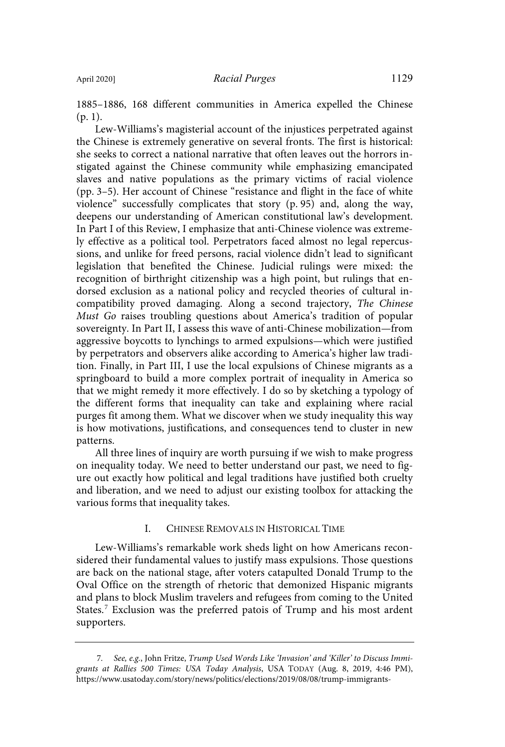1885–1886, 168 different communities in America expelled the Chinese (p. 1).

Lew-Williams's magisterial account of the injustices perpetrated against the Chinese is extremely generative on several fronts. The first is historical: she seeks to correct a national narrative that often leaves out the horrors instigated against the Chinese community while emphasizing emancipated slaves and native populations as the primary victims of racial violence (pp. 3–5). Her account of Chinese "resistance and flight in the face of white violence" successfully complicates that story (p. 95) and, along the way, deepens our understanding of American constitutional law's development. In Part I of this Review, I emphasize that anti-Chinese violence was extremely effective as a political tool. Perpetrators faced almost no legal repercussions, and unlike for freed persons, racial violence didn't lead to significant legislation that benefited the Chinese. Judicial rulings were mixed: the recognition of birthright citizenship was a high point, but rulings that endorsed exclusion as a national policy and recycled theories of cultural incompatibility proved damaging. Along a second trajectory, *The Chinese Must Go* raises troubling questions about America's tradition of popular sovereignty. In Part II, I assess this wave of anti-Chinese mobilization—from aggressive boycotts to lynchings to armed expulsions—which were justified by perpetrators and observers alike according to America's higher law tradition. Finally, in Part III, I use the local expulsions of Chinese migrants as a springboard to build a more complex portrait of inequality in America so that we might remedy it more effectively. I do so by sketching a typology of the different forms that inequality can take and explaining where racial purges fit among them. What we discover when we study inequality this way is how motivations, justifications, and consequences tend to cluster in new patterns.

All three lines of inquiry are worth pursuing if we wish to make progress on inequality today. We need to better understand our past, we need to figure out exactly how political and legal traditions have justified both cruelty and liberation, and we need to adjust our existing toolbox for attacking the various forms that inequality takes.

## I. Chinese Removals in Historical Time

Lew-Williams's remarkable work sheds light on how Americans reconsidered their fundamental values to justify mass expulsions. Those questions are back on the national stage, after voters catapulted Donald Trump to the Oval Office on the strength of rhetoric that demonized Hispanic migrants and plans to block Muslim travelers and refugees from coming to the United States.[7] Exclusion was the preferred patois of Trump and his most ardent supporters.

---

7. *See, e.g.*, John Fritze, *Trump Used Words Like 'Invasion' and 'Killer' to Discuss Immigrants at Rallies 500 Times: USA Today Analysis*, USA Today (Aug. 8, 2019, 4:46 PM), https://www.usatoday.com/story/news/politics/elections/2019/08/08/trump-immigrants-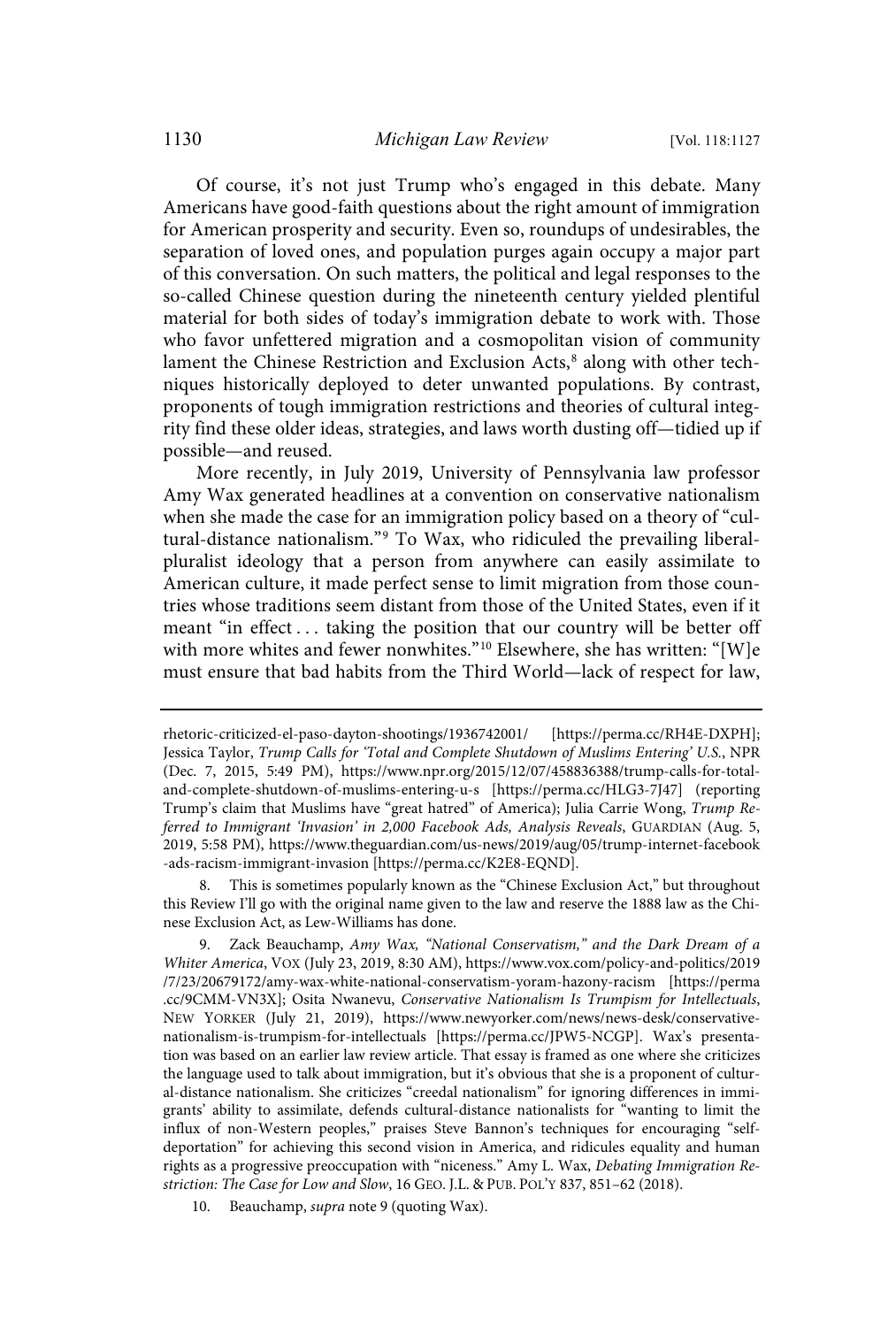Of course, it's not just Trump who's engaged in this debate. Many Americans have good-faith questions about the right amount of immigration for American prosperity and security. Even so, roundups of undesirables, the separation of loved ones, and population purges again occupy a major part of this conversation. On such matters, the political and legal responses to the so-called Chinese question during the nineteenth century yielded plentiful material for both sides of today's immigration debate to work with. Those who favor unfettered migration and a cosmopolitan vision of community lament the Chinese Restriction and Exclusion Acts,[8] along with other techniques historically deployed to deter unwanted populations. By contrast, proponents of tough immigration restrictions and theories of cultural integrity find these older ideas, strategies, and laws worth dusting off—tidied up if possible—and reused.

More recently, in July 2019, University of Pennsylvania law professor Amy Wax generated headlines at a convention on conservative nationalism when she made the case for an immigration policy based on a theory of "cultural-distance nationalism."[9] To Wax, who ridiculed the prevailing liberal-pluralist ideology that a person from anywhere can easily assimilate to American culture, it made perfect sense to limit migration from those countries whose traditions seem distant from those of the United States, even if it meant "in effect . . . taking the position that our country will be better off with more whites and fewer nonwhites."[10] Elsewhere, she has written: "[W]e must ensure that bad habits from the Third World—lack of respect for law,

---

rhetoric-criticized-el-paso-dayton-shootings/1936742001/ [https://perma.cc/RH4E-DXPH]; Jessica Taylor, *Trump Calls for 'Total and Complete Shutdown of Muslims Entering' U.S.*, NPR (Dec. 7, 2015, 5:49 PM), https://www.npr.org/2015/12/07/458836388/trump-calls-for-total-and-complete-shutdown-of-muslims-entering-u-s [https://perma.cc/HLG3-7J47] (reporting Trump's claim that Muslims have "great hatred" of America); Julia Carrie Wong, *Trump Referred to Immigrant 'Invasion' in 2,000 Facebook Ads, Analysis Reveals*, GUARDIAN (Aug. 5, 2019, 5:58 PM), https://www.theguardian.com/us-news/2019/aug/05/trump-internet-facebook-ads-racism-immigrant-invasion [https://perma.cc/K2E8-EQND].

8. This is sometimes popularly known as the "Chinese Exclusion Act," but throughout this Review I'll go with the original name given to the law and reserve the 1888 law as the Chinese Exclusion Act, as Lew-Williams has done.

9. Zack Beauchamp, *Amy Wax, "National Conservatism," and the Dark Dream of a Whiter America*, VOX (July 23, 2019, 8:30 AM), https://www.vox.com/policy-and-politics/2019/7/23/20679172/amy-wax-white-national-conservatism-yoram-hazony-racism [https://perma.cc/9CMM-VN3X]; Osita Nwanevu, *Conservative Nationalism Is Trumpism for Intellectuals*, NEW YORKER (July 21, 2019), https://www.newyorker.com/news/news-desk/conservative-nationalism-is-trumpism-for-intellectuals [https://perma.cc/JPW5-NCGP]. Wax's presentation was based on an earlier law review article. That essay is framed as one where she criticizes the language used to talk about immigration, but it's obvious that she is a proponent of cultural-distance nationalism. She criticizes "creedal nationalism" for ignoring differences in immigrants' ability to assimilate, defends cultural-distance nationalists for "wanting to limit the influx of non-Western peoples," praises Steve Bannon's techniques for encouraging "self-deportation" for achieving this second vision in America, and ridicules equality and human rights as a progressive preoccupation with "niceness." Amy L. Wax, *Debating Immigration Restriction: The Case for Low and Slow*, 16 GEO. J.L. & PUB. POL'Y 837, 851–62 (2018).

10. Beauchamp, *supra* note 9 (quoting Wax).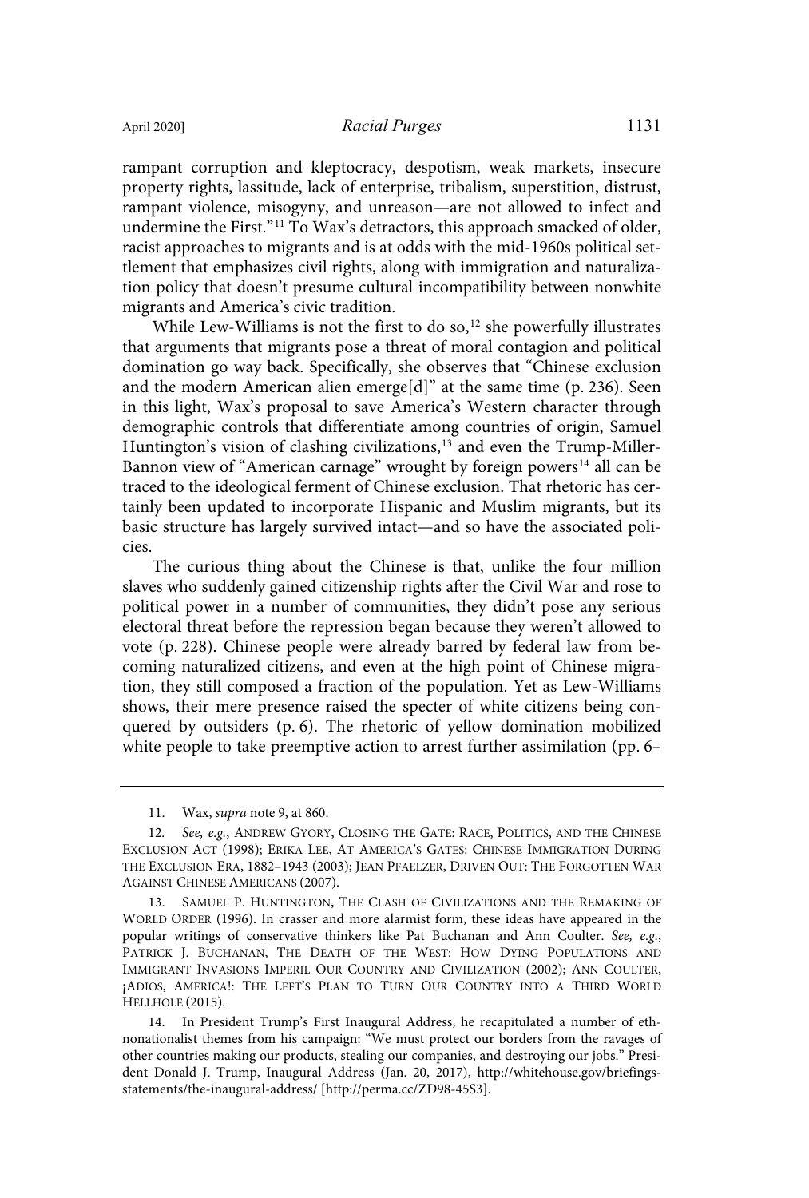rampant corruption and kleptocracy, despotism, weak markets, insecure property rights, lassitude, lack of enterprise, tribalism, superstition, distrust, rampant violence, misogyny, and unreason—are not allowed to infect and undermine the First."[11] To Wax's detractors, this approach smacked of older, racist approaches to migrants and is at odds with the mid-1960s political settlement that emphasizes civil rights, along with immigration and naturalization policy that doesn't presume cultural incompatibility between nonwhite migrants and America's civic tradition.

While Lew-Williams is not the first to do so,[12] she powerfully illustrates that arguments that migrants pose a threat of moral contagion and political domination go way back. Specifically, she observes that "Chinese exclusion and the modern American alien emerge[d]" at the same time (p. 236). Seen in this light, Wax's proposal to save America's Western character through demographic controls that differentiate among countries of origin, Samuel Huntington's vision of clashing civilizations,[13] and even the Trump-Miller-Bannon view of "American carnage" wrought by foreign powers[14] all can be traced to the ideological ferment of Chinese exclusion. That rhetoric has certainly been updated to incorporate Hispanic and Muslim migrants, but its basic structure has largely survived intact—and so have the associated policies.

The curious thing about the Chinese is that, unlike the four million slaves who suddenly gained citizenship rights after the Civil War and rose to political power in a number of communities, they didn't pose any serious electoral threat before the repression began because they weren't allowed to vote (p. 228). Chinese people were already barred by federal law from becoming naturalized citizens, and even at the high point of Chinese migration, they still composed a fraction of the population. Yet as Lew-Williams shows, their mere presence raised the specter of white citizens being conquered by outsiders (p. 6). The rhetoric of yellow domination mobilized white people to take preemptive action to arrest further assimilation (pp. 6–

---

11. Wax, *supra* note 9, at 860.

12. *See, e.g.*, ANDREW GYORY, CLOSING THE GATE: RACE, POLITICS, AND THE CHINESE EXCLUSION ACT (1998); ERIKA LEE, AT AMERICA'S GATES: CHINESE IMMIGRATION DURING THE EXCLUSION ERA, 1882–1943 (2003); JEAN PFAELZER, DRIVEN OUT: THE FORGOTTEN WAR AGAINST CHINESE AMERICANS (2007).

13. SAMUEL P. HUNTINGTON, THE CLASH OF CIVILIZATIONS AND THE REMAKING OF WORLD ORDER (1996). In crasser and more alarmist form, these ideas have appeared in the popular writings of conservative thinkers like Pat Buchanan and Ann Coulter. *See, e.g.*, PATRICK J. BUCHANAN, THE DEATH OF THE WEST: HOW DYING POPULATIONS AND IMMIGRANT INVASIONS IMPERIL OUR COUNTRY AND CIVILIZATION (2002); ANN COULTER, ¡ADIOS, AMERICA!: THE LEFT'S PLAN TO TURN OUR COUNTRY INTO A THIRD WORLD HELLHOLE (2015).

14. In President Trump's First Inaugural Address, he recapitulated a number of ethnonationalist themes from his campaign: "We must protect our borders from the ravages of other countries making our products, stealing our companies, and destroying our jobs." President Donald J. Trump, Inaugural Address (Jan. 20, 2017), http://whitehouse.gov/briefings-statements/the-inaugural-address/ [http://perma.cc/ZD98-45S3].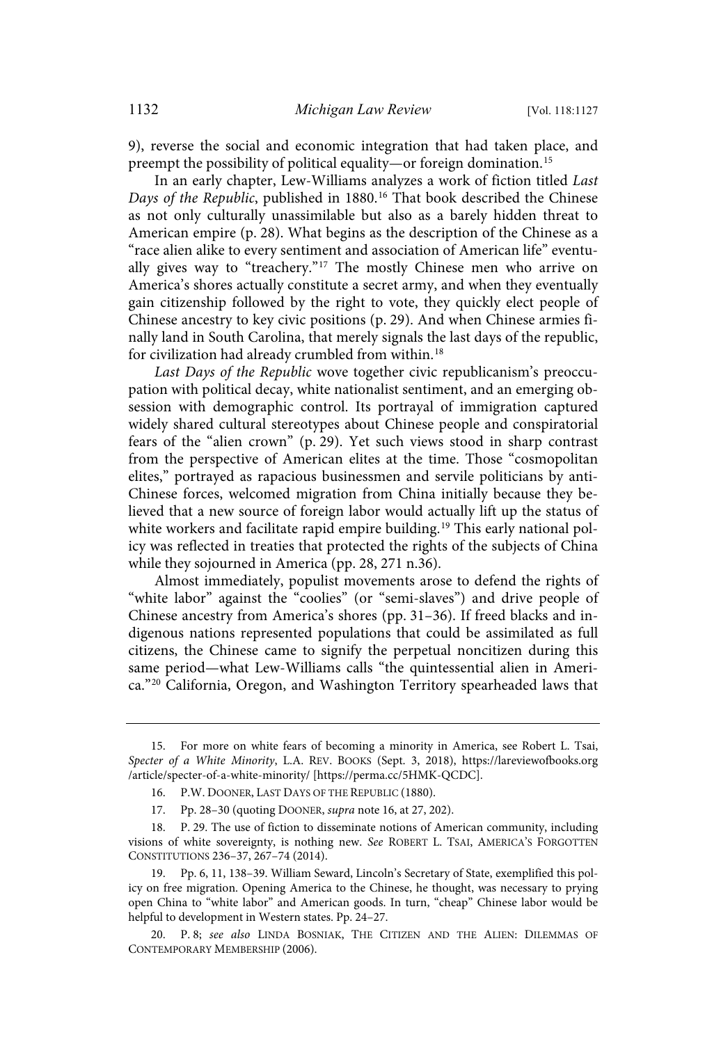9), reverse the social and economic integration that had taken place, and preempt the possibility of political equality—or foreign domination.[15]

In an early chapter, Lew-Williams analyzes a work of fiction titled *Last Days of the Republic*, published in 1880.[16] That book described the Chinese as not only culturally unassimilable but also as a barely hidden threat to American empire (p. 28). What begins as the description of the Chinese as a "race alien alike to every sentiment and association of American life" eventually gives way to "treachery."[17] The mostly Chinese men who arrive on America's shores actually constitute a secret army, and when they eventually gain citizenship followed by the right to vote, they quickly elect people of Chinese ancestry to key civic positions (p. 29). And when Chinese armies finally land in South Carolina, that merely signals the last days of the republic, for civilization had already crumbled from within.[18]

*Last Days of the Republic* wove together civic republicanism's preoccupation with political decay, white nationalist sentiment, and an emerging obsession with demographic control. Its portrayal of immigration captured widely shared cultural stereotypes about Chinese people and conspiratorial fears of the "alien crown" (p. 29). Yet such views stood in sharp contrast from the perspective of American elites at the time. Those "cosmopolitan elites," portrayed as rapacious businessmen and servile politicians by anti-Chinese forces, welcomed migration from China initially because they believed that a new source of foreign labor would actually lift up the status of white workers and facilitate rapid empire building.[19] This early national policy was reflected in treaties that protected the rights of the subjects of China while they sojourned in America (pp. 28, 271 n.36).

Almost immediately, populist movements arose to defend the rights of "white labor" against the "coolies" (or "semi-slaves") and drive people of Chinese ancestry from America's shores (pp. 31–36). If freed blacks and indigenous nations represented populations that could be assimilated as full citizens, the Chinese came to signify the perpetual noncitizen during this same period—what Lew-Williams calls "the quintessential alien in America."[20] California, Oregon, and Washington Territory spearheaded laws that

---

15. For more on white fears of becoming a minority in America, see Robert L. Tsai, *Specter of a White Minority*, L.A. REV. BOOKS (Sept. 3, 2018), https://lareviewofbooks.org/article/specter-of-a-white-minority/ [https://perma.cc/5HMK-QCDC].

16. P.W. DOONER, LAST DAYS OF THE REPUBLIC (1880).

17. Pp. 28–30 (quoting DOONER, *supra* note 16, at 27, 202).

18. P. 29. The use of fiction to disseminate notions of American community, including visions of white sovereignty, is nothing new. *See* ROBERT L. TSAI, AMERICA'S FORGOTTEN CONSTITUTIONS 236–37, 267–74 (2014).

19. Pp. 6, 11, 138–39. William Seward, Lincoln's Secretary of State, exemplified this policy on free migration. Opening America to the Chinese, he thought, was necessary to prying open China to "white labor" and American goods. In turn, "cheap" Chinese labor would be helpful to development in Western states. Pp. 24–27.

20. P. 8; *see also* LINDA BOSNIAK, THE CITIZEN AND THE ALIEN: DILEMMAS OF CONTEMPORARY MEMBERSHIP (2006).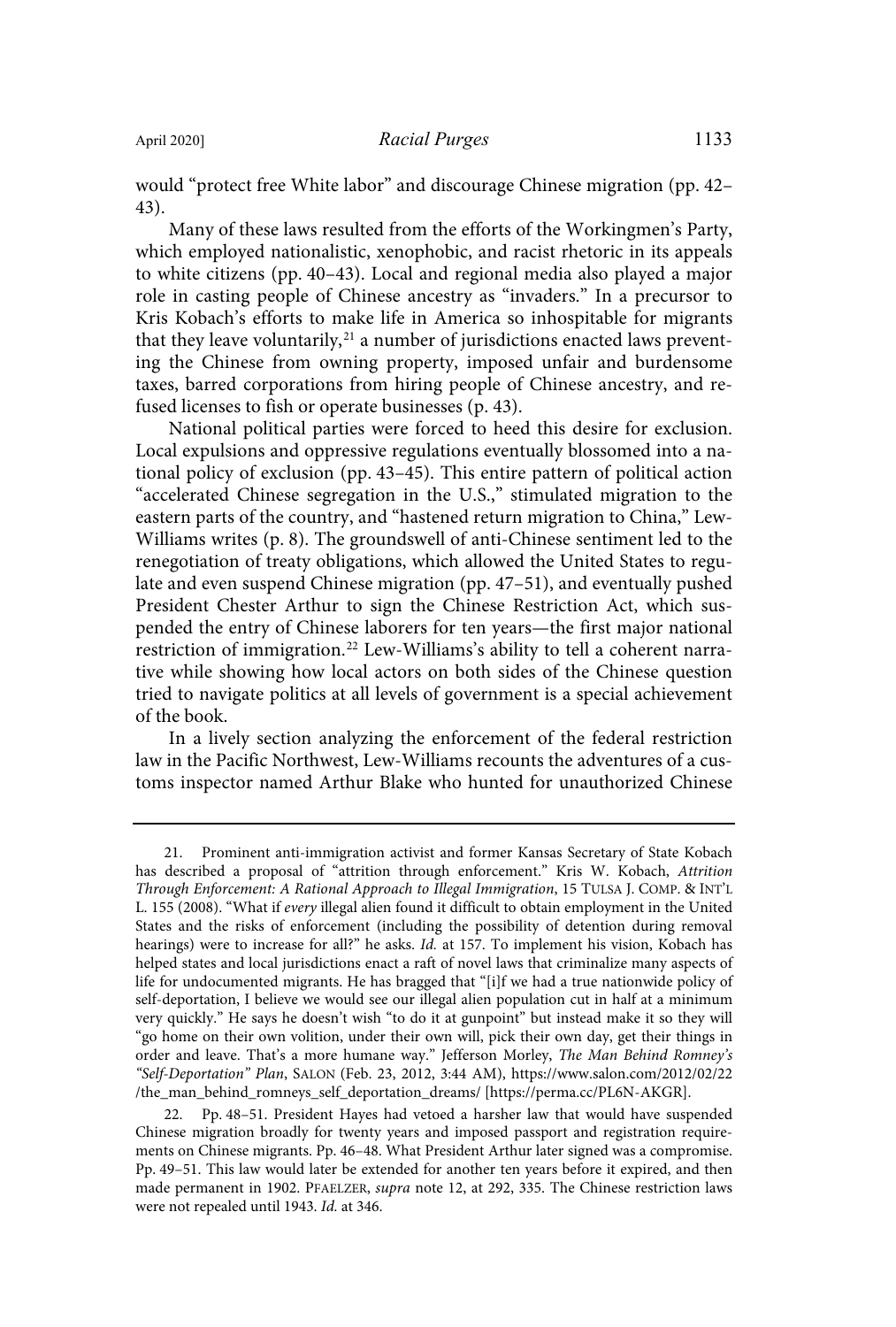would "protect free White labor" and discourage Chinese migration (pp. 42–43).

Many of these laws resulted from the efforts of the Workingmen's Party, which employed nationalistic, xenophobic, and racist rhetoric in its appeals to white citizens (pp. 40–43). Local and regional media also played a major role in casting people of Chinese ancestry as "invaders." In a precursor to Kris Kobach's efforts to make life in America so inhospitable for migrants that they leave voluntarily,[21] a number of jurisdictions enacted laws preventing the Chinese from owning property, imposed unfair and burdensome taxes, barred corporations from hiring people of Chinese ancestry, and refused licenses to fish or operate businesses (p. 43).

National political parties were forced to heed this desire for exclusion. Local expulsions and oppressive regulations eventually blossomed into a national policy of exclusion (pp. 43–45). This entire pattern of political action "accelerated Chinese segregation in the U.S.," stimulated migration to the eastern parts of the country, and "hastened return migration to China," Lew-Williams writes (p. 8). The groundswell of anti-Chinese sentiment led to the renegotiation of treaty obligations, which allowed the United States to regulate and even suspend Chinese migration (pp. 47–51), and eventually pushed President Chester Arthur to sign the Chinese Restriction Act, which suspended the entry of Chinese laborers for ten years—the first major national restriction of immigration.[22] Lew-Williams's ability to tell a coherent narrative while showing how local actors on both sides of the Chinese question tried to navigate politics at all levels of government is a special achievement of the book.

In a lively section analyzing the enforcement of the federal restriction law in the Pacific Northwest, Lew-Williams recounts the adventures of a customs inspector named Arthur Blake who hunted for unauthorized Chinese

---

21. Prominent anti-immigration activist and former Kansas Secretary of State Kobach has described a proposal of "attrition through enforcement." Kris W. Kobach, *Attrition Through Enforcement: A Rational Approach to Illegal Immigration*, 15 TULSA J. COMP. & INT'L L. 155 (2008). "What if *every* illegal alien found it difficult to obtain employment in the United States and the risks of enforcement (including the possibility of detention during removal hearings) were to increase for all?" he asks. *Id.* at 157. To implement his vision, Kobach has helped states and local jurisdictions enact a raft of novel laws that criminalize many aspects of life for undocumented migrants. He has bragged that "[i]f we had a true nationwide policy of self-deportation, I believe we would see our illegal alien population cut in half at a minimum very quickly." He says he doesn't wish "to do it at gunpoint" but instead make it so they will "go home on their own volition, under their own will, pick their own day, get their things in order and leave. That's a more humane way." Jefferson Morley, *The Man Behind Romney's "Self-Deportation" Plan*, SALON (Feb. 23, 2012, 3:44 AM), https://www.salon.com/2012/02/22/the_man_behind_romneys_self_deportation_dreams/ [https://perma.cc/PL6N-AKGR].

22. Pp. 48–51. President Hayes had vetoed a harsher law that would have suspended Chinese migration broadly for twenty years and imposed passport and registration requirements on Chinese migrants. Pp. 46–48. What President Arthur later signed was a compromise. Pp. 49–51. This law would later be extended for another ten years before it expired, and then made permanent in 1902. PFAELZER, *supra* note 12, at 292, 335. The Chinese restriction laws were not repealed until 1943. *Id.* at 346.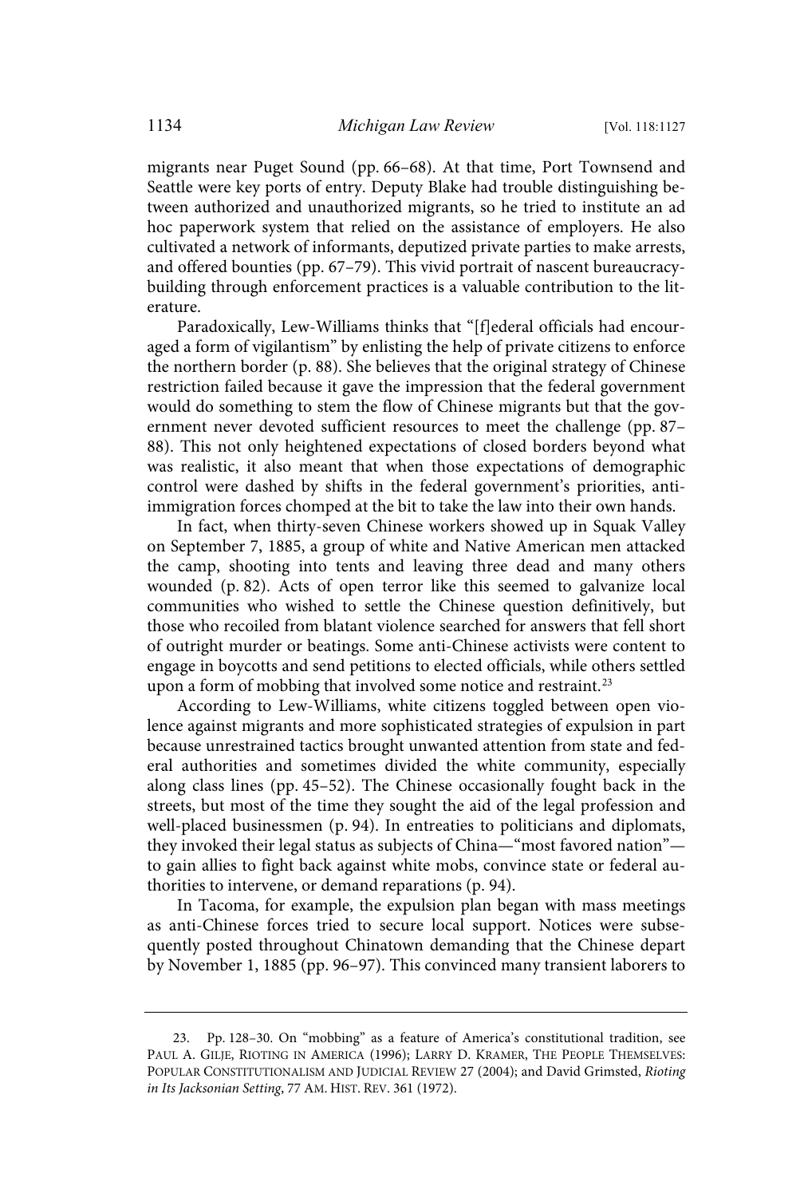migrants near Puget Sound (pp. 66–68). At that time, Port Townsend and Seattle were key ports of entry. Deputy Blake had trouble distinguishing between authorized and unauthorized migrants, so he tried to institute an ad hoc paperwork system that relied on the assistance of employers. He also cultivated a network of informants, deputized private parties to make arrests, and offered bounties (pp. 67–79). This vivid portrait of nascent bureaucracy-building through enforcement practices is a valuable contribution to the literature.

Paradoxically, Lew-Williams thinks that "[f]ederal officials had encouraged a form of vigilantism" by enlisting the help of private citizens to enforce the northern border (p. 88). She believes that the original strategy of Chinese restriction failed because it gave the impression that the federal government would do something to stem the flow of Chinese migrants but that the government never devoted sufficient resources to meet the challenge (pp. 87–88). This not only heightened expectations of closed borders beyond what was realistic, it also meant that when those expectations of demographic control were dashed by shifts in the federal government's priorities, anti-immigration forces chomped at the bit to take the law into their own hands.

In fact, when thirty-seven Chinese workers showed up in Squak Valley on September 7, 1885, a group of white and Native American men attacked the camp, shooting into tents and leaving three dead and many others wounded (p. 82). Acts of open terror like this seemed to galvanize local communities who wished to settle the Chinese question definitively, but those who recoiled from blatant violence searched for answers that fell short of outright murder or beatings. Some anti-Chinese activists were content to engage in boycotts and send petitions to elected officials, while others settled upon a form of mobbing that involved some notice and restraint.[23]

According to Lew-Williams, white citizens toggled between open violence against migrants and more sophisticated strategies of expulsion in part because unrestrained tactics brought unwanted attention from state and federal authorities and sometimes divided the white community, especially along class lines (pp. 45–52). The Chinese occasionally fought back in the streets, but most of the time they sought the aid of the legal profession and well-placed businessmen (p. 94). In entreaties to politicians and diplomats, they invoked their legal status as subjects of China—"most favored nation"—to gain allies to fight back against white mobs, convince state or federal authorities to intervene, or demand reparations (p. 94).

In Tacoma, for example, the expulsion plan began with mass meetings as anti-Chinese forces tried to secure local support. Notices were subsequently posted throughout Chinatown demanding that the Chinese depart by November 1, 1885 (pp. 96–97). This convinced many transient laborers to

---

23. Pp. 128–30. On "mobbing" as a feature of America's constitutional tradition, see PAUL A. GILJE, RIOTING IN AMERICA (1996); LARRY D. KRAMER, THE PEOPLE THEMSELVES: POPULAR CONSTITUTIONALISM AND JUDICIAL REVIEW 27 (2004); and David Grimsted, *Rioting in Its Jacksonian Setting*, 77 AM. HIST. REV. 361 (1972).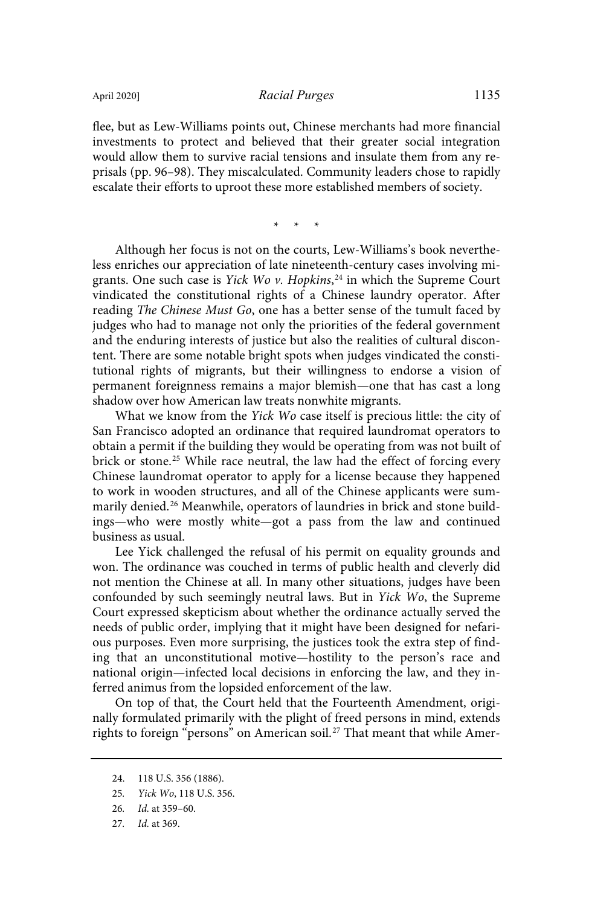flee, but as Lew-Williams points out, Chinese merchants had more financial investments to protect and believed that their greater social integration would allow them to survive racial tensions and insulate them from any reprisals (pp. 96–98). They miscalculated. Community leaders chose to rapidly escalate their efforts to uproot these more established members of society.

\* \* \*

Although her focus is not on the courts, Lew-Williams's book nevertheless enriches our appreciation of late nineteenth-century cases involving migrants. One such case is *Yick Wo v. Hopkins*,[24] in which the Supreme Court vindicated the constitutional rights of a Chinese laundry operator. After reading *The Chinese Must Go*, one has a better sense of the tumult faced by judges who had to manage not only the priorities of the federal government and the enduring interests of justice but also the realities of cultural discontent. There are some notable bright spots when judges vindicated the constitutional rights of migrants, but their willingness to endorse a vision of permanent foreignness remains a major blemish—one that has cast a long shadow over how American law treats nonwhite migrants.

What we know from the *Yick Wo* case itself is precious little: the city of San Francisco adopted an ordinance that required laundromat operators to obtain a permit if the building they would be operating from was not built of brick or stone.[25] While race neutral, the law had the effect of forcing every Chinese laundromat operator to apply for a license because they happened to work in wooden structures, and all of the Chinese applicants were summarily denied.[26] Meanwhile, operators of laundries in brick and stone buildings—who were mostly white—got a pass from the law and continued business as usual.

Lee Yick challenged the refusal of his permit on equality grounds and won. The ordinance was couched in terms of public health and cleverly did not mention the Chinese at all. In many other situations, judges have been confounded by such seemingly neutral laws. But in *Yick Wo*, the Supreme Court expressed skepticism about whether the ordinance actually served the needs of public order, implying that it might have been designed for nefarious purposes. Even more surprising, the justices took the extra step of finding that an unconstitutional motive—hostility to the person's race and national origin—infected local decisions in enforcing the law, and they inferred animus from the lopsided enforcement of the law.

On top of that, the Court held that the Fourteenth Amendment, originally formulated primarily with the plight of freed persons in mind, extends rights to foreign "persons" on American soil.[27] That meant that while Amer-

---

24. 118 U.S. 356 (1886).

25. *Yick Wo*, 118 U.S. 356.

26. *Id.* at 359–60.

27. *Id.* at 369.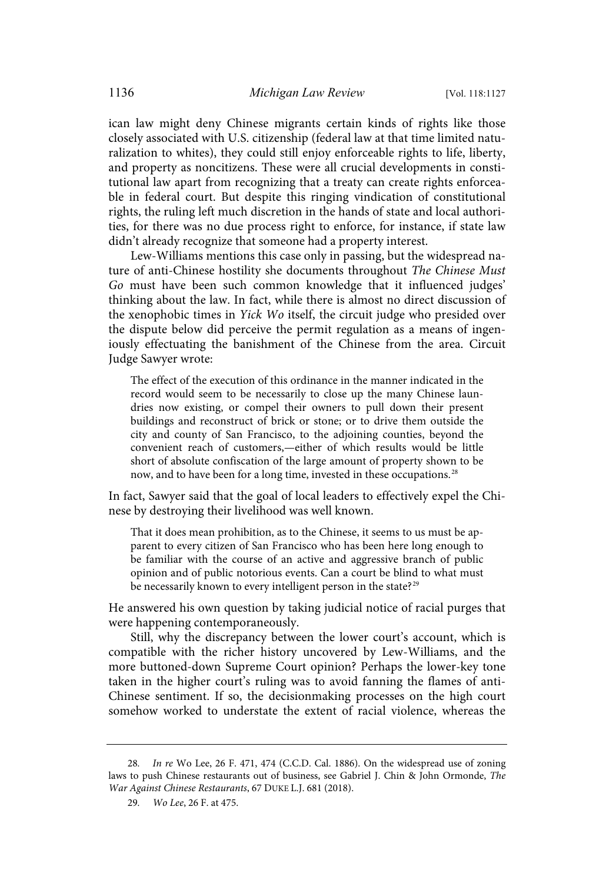ican law might deny Chinese migrants certain kinds of rights like those closely associated with U.S. citizenship (federal law at that time limited naturalization to whites), they could still enjoy enforceable rights to life, liberty, and property as noncitizens. These were all crucial developments in constitutional law apart from recognizing that a treaty can create rights enforceable in federal court. But despite this ringing vindication of constitutional rights, the ruling left much discretion in the hands of state and local authorities, for there was no due process right to enforce, for instance, if state law didn't already recognize that someone had a property interest.

Lew-Williams mentions this case only in passing, but the widespread nature of anti-Chinese hostility she documents throughout *The Chinese Must Go* must have been such common knowledge that it influenced judges' thinking about the law. In fact, while there is almost no direct discussion of the xenophobic times in *Yick Wo* itself, the circuit judge who presided over the dispute below did perceive the permit regulation as a means of ingeniously effectuating the banishment of the Chinese from the area. Circuit Judge Sawyer wrote:

> The effect of the execution of this ordinance in the manner indicated in the record would seem to be necessarily to close up the many Chinese laundries now existing, or compel their owners to pull down their present buildings and reconstruct of brick or stone; or to drive them outside the city and county of San Francisco, to the adjoining counties, beyond the convenient reach of customers,—either of which results would be little short of absolute confiscation of the large amount of property shown to be now, and to have been for a long time, invested in these occupations.[28]

In fact, Sawyer said that the goal of local leaders to effectively expel the Chinese by destroying their livelihood was well known.

> That it does mean prohibition, as to the Chinese, it seems to us must be apparent to every citizen of San Francisco who has been here long enough to be familiar with the course of an active and aggressive branch of public opinion and of public notorious events. Can a court be blind to what must be necessarily known to every intelligent person in the state?[29]

He answered his own question by taking judicial notice of racial purges that were happening contemporaneously.

Still, why the discrepancy between the lower court's account, which is compatible with the richer history uncovered by Lew-Williams, and the more buttoned-down Supreme Court opinion? Perhaps the lower-key tone taken in the higher court's ruling was to avoid fanning the flames of anti-Chinese sentiment. If so, the decisionmaking processes on the high court somehow worked to understate the extent of racial violence, whereas the

28. *In re* Wo Lee, 26 F. 471, 474 (C.C.D. Cal. 1886). On the widespread use of zoning laws to push Chinese restaurants out of business, see Gabriel J. Chin & John Ormonde, *The War Against Chinese Restaurants*, 67 DUKE L.J. 681 (2018).

29. *Wo Lee*, 26 F. at 475.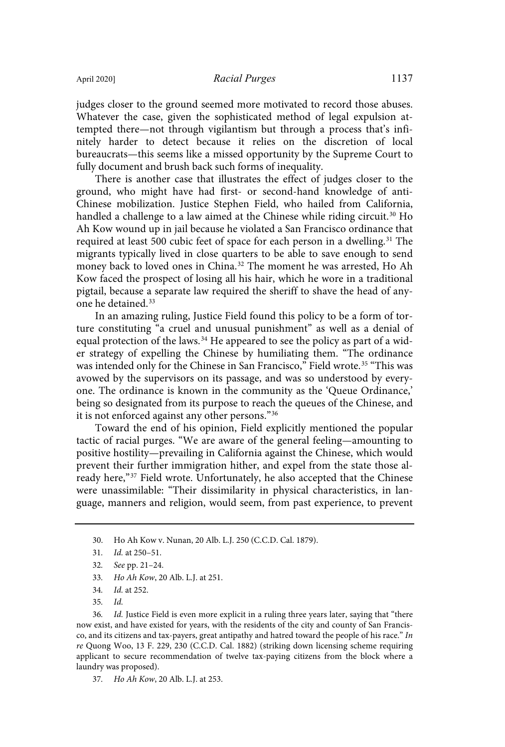judges closer to the ground seemed more motivated to record those abuses. Whatever the case, given the sophisticated method of legal expulsion attempted there—not through vigilantism but through a process that's infinitely harder to detect because it relies on the discretion of local bureaucrats—this seems like a missed opportunity by the Supreme Court to fully document and brush back such forms of inequality.

There is another case that illustrates the effect of judges closer to the ground, who might have had first- or second-hand knowledge of anti-Chinese mobilization. Justice Stephen Field, who hailed from California, handled a challenge to a law aimed at the Chinese while riding circuit.[30] Ho Ah Kow wound up in jail because he violated a San Francisco ordinance that required at least 500 cubic feet of space for each person in a dwelling.[31] The migrants typically lived in close quarters to be able to save enough to send money back to loved ones in China.[32] The moment he was arrested, Ho Ah Kow faced the prospect of losing all his hair, which he wore in a traditional pigtail, because a separate law required the sheriff to shave the head of anyone he detained.[33]

In an amazing ruling, Justice Field found this policy to be a form of torture constituting "a cruel and unusual punishment" as well as a denial of equal protection of the laws.[34] He appeared to see the policy as part of a wider strategy of expelling the Chinese by humiliating them. "The ordinance was intended only for the Chinese in San Francisco," Field wrote.[35] "This was avowed by the supervisors on its passage, and was so understood by everyone. The ordinance is known in the community as the 'Queue Ordinance,' being so designated from its purpose to reach the queues of the Chinese, and it is not enforced against any other persons."[36]

Toward the end of his opinion, Field explicitly mentioned the popular tactic of racial purges. "We are aware of the general feeling—amounting to positive hostility—prevailing in California against the Chinese, which would prevent their further immigration hither, and expel from the state those already here,"[37] Field wrote. Unfortunately, he also accepted that the Chinese were unassimilable: "Their dissimilarity in physical characteristics, in language, manners and religion, would seem, from past experience, to prevent

---

30. Ho Ah Kow v. Nunan, 20 Alb. L.J. 250 (C.C.D. Cal. 1879).

31. *Id.* at 250–51.

32. *See* pp. 21–24.

33. *Ho Ah Kow*, 20 Alb. L.J. at 251.

34. *Id.* at 252.

35. *Id.*

36. *Id.* Justice Field is even more explicit in a ruling three years later, saying that "there now exist, and have existed for years, with the residents of the city and county of San Francisco, and its citizens and tax-payers, great antipathy and hatred toward the people of his race." *In re* Quong Woo, 13 F. 229, 230 (C.C.D. Cal. 1882) (striking down licensing scheme requiring applicant to secure recommendation of twelve tax-paying citizens from the block where a laundry was proposed).

37. *Ho Ah Kow*, 20 Alb. L.J. at 253.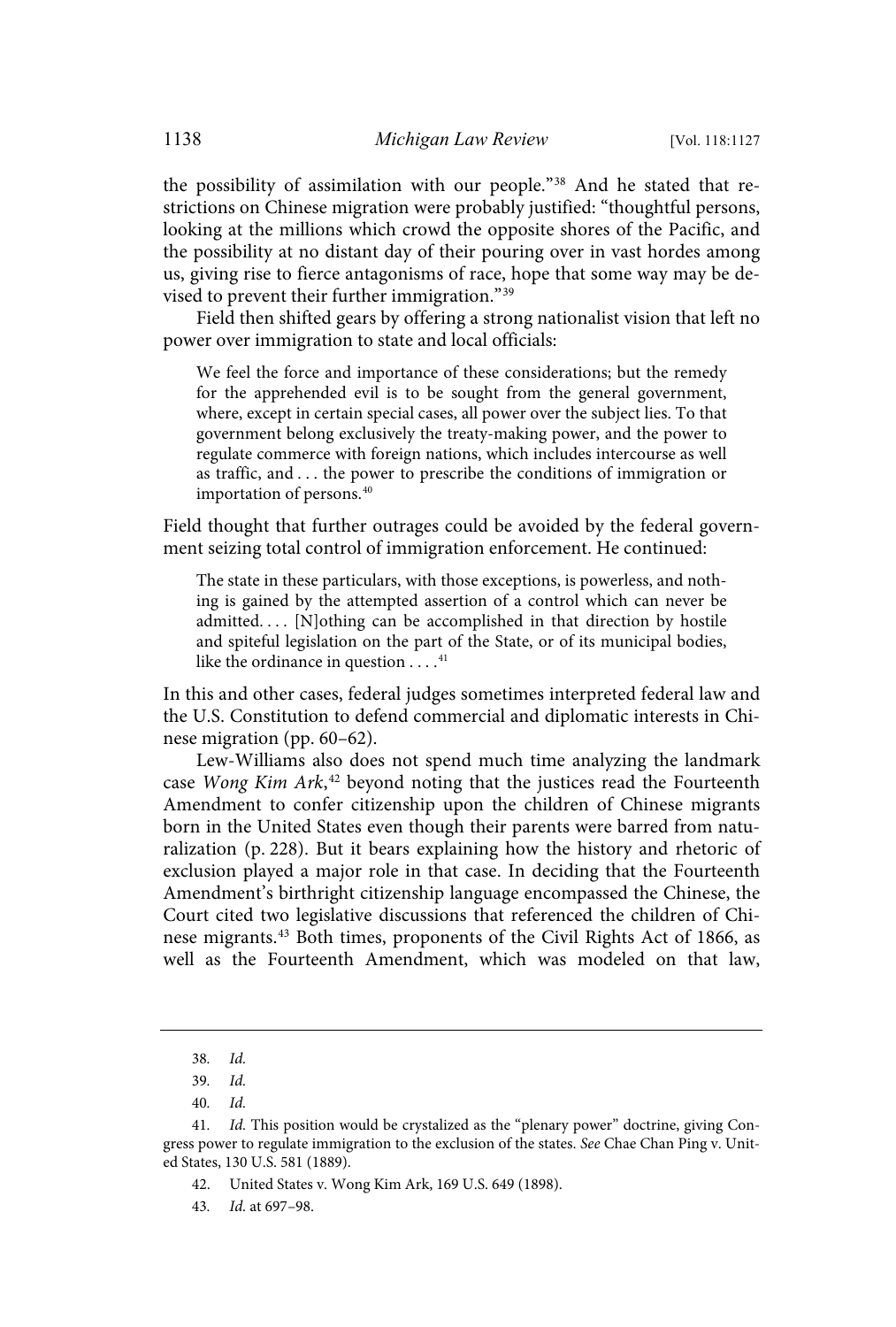the possibility of assimilation with our people."[38] And he stated that restrictions on Chinese migration were probably justified: "thoughtful persons, looking at the millions which crowd the opposite shores of the Pacific, and the possibility at no distant day of their pouring over in vast hordes among us, giving rise to fierce antagonisms of race, hope that some way may be devised to prevent their further immigration."[39]

Field then shifted gears by offering a strong nationalist vision that left no power over immigration to state and local officials:

> We feel the force and importance of these considerations; but the remedy for the apprehended evil is to be sought from the general government, where, except in certain special cases, all power over the subject lies. To that government belong exclusively the treaty-making power, and the power to regulate commerce with foreign nations, which includes intercourse as well as traffic, and . . . the power to prescribe the conditions of immigration or importation of persons.[40]

Field thought that further outrages could be avoided by the federal government seizing total control of immigration enforcement. He continued:

> The state in these particulars, with those exceptions, is powerless, and nothing is gained by the attempted assertion of a control which can never be admitted. . . . [N]othing can be accomplished in that direction by hostile and spiteful legislation on the part of the State, or of its municipal bodies, like the ordinance in question . . . .[41]

In this and other cases, federal judges sometimes interpreted federal law and the U.S. Constitution to defend commercial and diplomatic interests in Chinese migration (pp. 60–62).

Lew-Williams also does not spend much time analyzing the landmark case *Wong Kim Ark*,[42] beyond noting that the justices read the Fourteenth Amendment to confer citizenship upon the children of Chinese migrants born in the United States even though their parents were barred from naturalization (p. 228). But it bears explaining how the history and rhetoric of exclusion played a major role in that case. In deciding that the Fourteenth Amendment's birthright citizenship language encompassed the Chinese, the Court cited two legislative discussions that referenced the children of Chinese migrants.[43] Both times, proponents of the Civil Rights Act of 1866, as well as the Fourteenth Amendment, which was modeled on that law,

---

38. *Id.*

39. *Id.*

40. *Id.*

41. *Id.* This position would be crystalized as the "plenary power" doctrine, giving Congress power to regulate immigration to the exclusion of the states. *See* Chae Chan Ping v. United States, 130 U.S. 581 (1889).

42. United States v. Wong Kim Ark, 169 U.S. 649 (1898).

43. *Id.* at 697–98.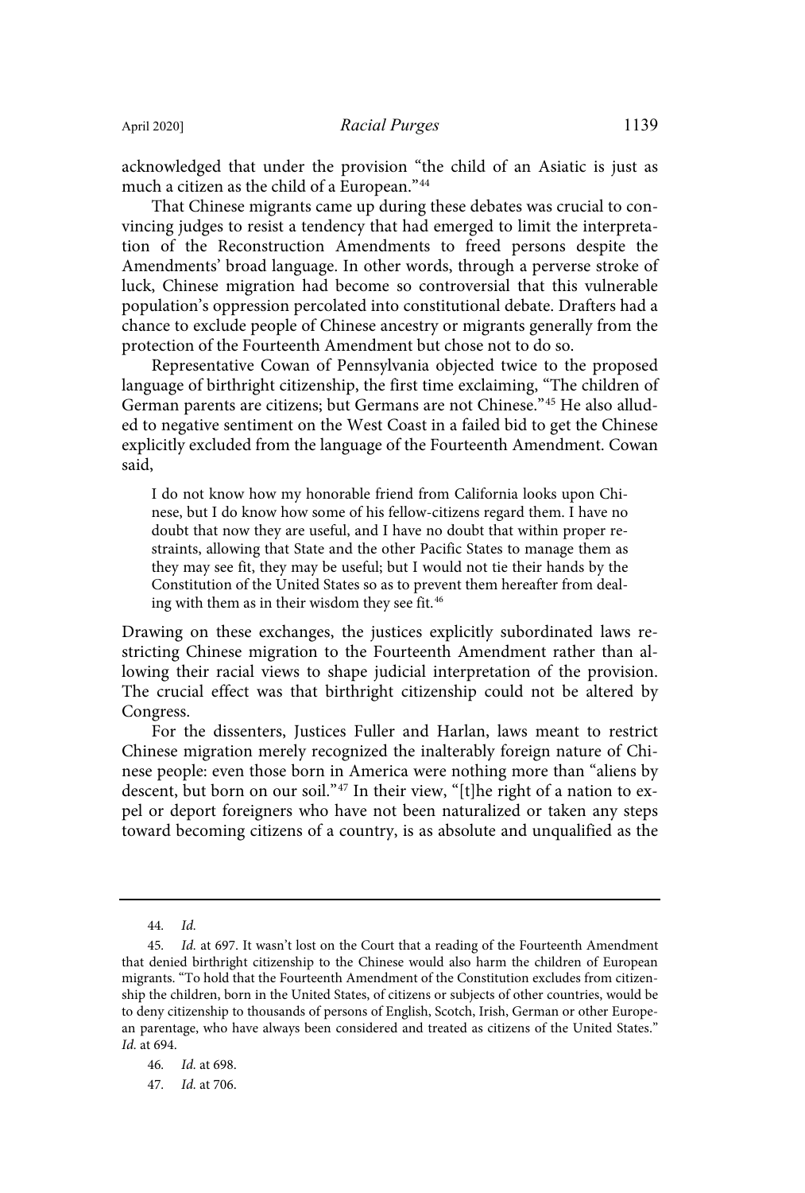acknowledged that under the provision "the child of an Asiatic is just as much a citizen as the child of a European."[44]

That Chinese migrants came up during these debates was crucial to convincing judges to resist a tendency that had emerged to limit the interpretation of the Reconstruction Amendments to freed persons despite the Amendments' broad language. In other words, through a perverse stroke of luck, Chinese migration had become so controversial that this vulnerable population's oppression percolated into constitutional debate. Drafters had a chance to exclude people of Chinese ancestry or migrants generally from the protection of the Fourteenth Amendment but chose not to do so.

Representative Cowan of Pennsylvania objected twice to the proposed language of birthright citizenship, the first time exclaiming, "The children of German parents are citizens; but Germans are not Chinese."[45] He also alluded to negative sentiment on the West Coast in a failed bid to get the Chinese explicitly excluded from the language of the Fourteenth Amendment. Cowan said,

> I do not know how my honorable friend from California looks upon Chinese, but I do know how some of his fellow-citizens regard them. I have no doubt that now they are useful, and I have no doubt that within proper restraints, allowing that State and the other Pacific States to manage them as they may see fit, they may be useful; but I would not tie their hands by the Constitution of the United States so as to prevent them hereafter from dealing with them as in their wisdom they see fit.[46]

Drawing on these exchanges, the justices explicitly subordinated laws restricting Chinese migration to the Fourteenth Amendment rather than allowing their racial views to shape judicial interpretation of the provision. The crucial effect was that birthright citizenship could not be altered by Congress.

For the dissenters, Justices Fuller and Harlan, laws meant to restrict Chinese migration merely recognized the inalterably foreign nature of Chinese people: even those born in America were nothing more than "aliens by descent, but born on our soil."[47] In their view, "[t]he right of a nation to expel or deport foreigners who have not been naturalized or taken any steps toward becoming citizens of a country, is as absolute and unqualified as the

---

44. *Id.*

45. *Id.* at 697. It wasn't lost on the Court that a reading of the Fourteenth Amendment that denied birthright citizenship to the Chinese would also harm the children of European migrants. "To hold that the Fourteenth Amendment of the Constitution excludes from citizenship the children, born in the United States, of citizens or subjects of other countries, would be to deny citizenship to thousands of persons of English, Scotch, Irish, German or other European parentage, who have always been considered and treated as citizens of the United States." *Id.* at 694.

46. *Id.* at 698.

47. *Id.* at 706.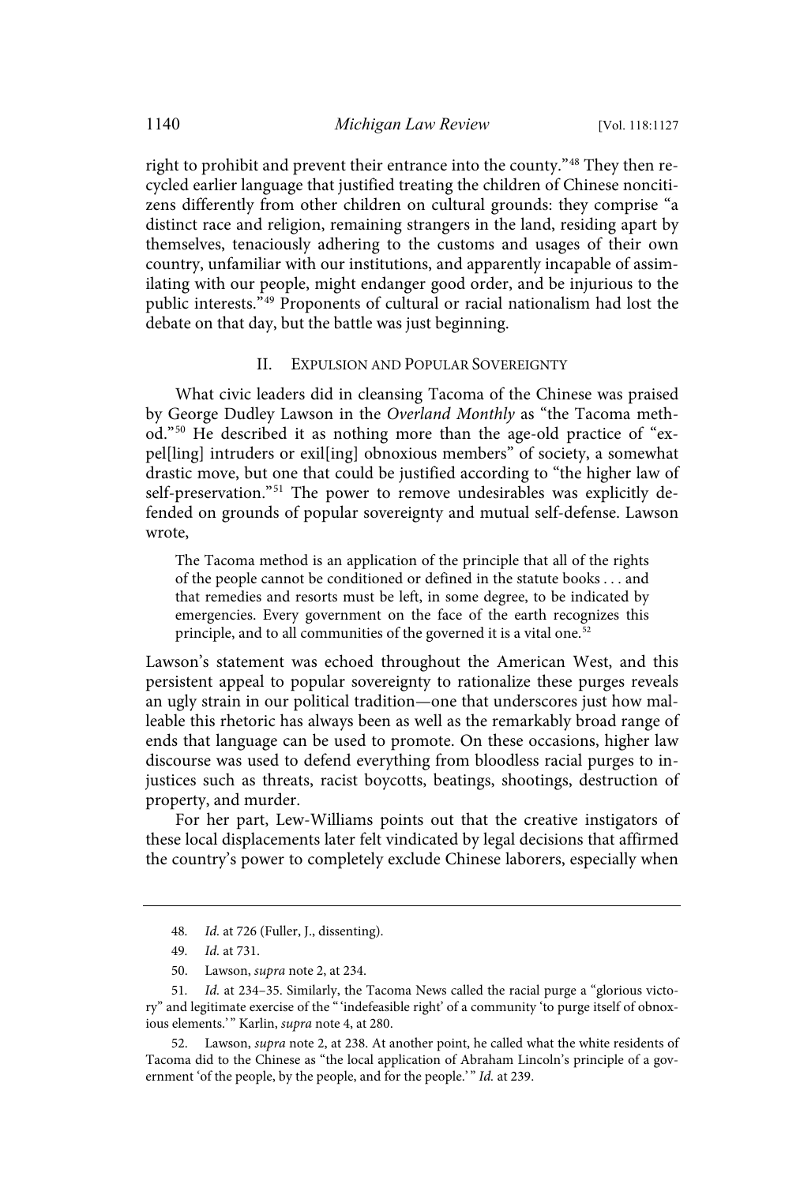right to prohibit and prevent their entrance into the county."[48] They then recycled earlier language that justified treating the children of Chinese noncitizens differently from other children on cultural grounds: they comprise "a distinct race and religion, remaining strangers in the land, residing apart by themselves, tenaciously adhering to the customs and usages of their own country, unfamiliar with our institutions, and apparently incapable of assimilating with our people, might endanger good order, and be injurious to the public interests."[49] Proponents of cultural or racial nationalism had lost the debate on that day, but the battle was just beginning.

## II. Expulsion and Popular Sovereignty

What civic leaders did in cleansing Tacoma of the Chinese was praised by George Dudley Lawson in the *Overland Monthly* as "the Tacoma method."[50] He described it as nothing more than the age-old practice of "expel[ling] intruders or exil[ing] obnoxious members" of society, a somewhat drastic move, but one that could be justified according to "the higher law of self-preservation."[51] The power to remove undesirables was explicitly defended on grounds of popular sovereignty and mutual self-defense. Lawson wrote,

> The Tacoma method is an application of the principle that all of the rights of the people cannot be conditioned or defined in the statute books . . . and that remedies and resorts must be left, in some degree, to be indicated by emergencies. Every government on the face of the earth recognizes this principle, and to all communities of the governed it is a vital one.[52]

Lawson's statement was echoed throughout the American West, and this persistent appeal to popular sovereignty to rationalize these purges reveals an ugly strain in our political tradition—one that underscores just how malleable this rhetoric has always been as well as the remarkably broad range of ends that language can be used to promote. On these occasions, higher law discourse was used to defend everything from bloodless racial purges to injustices such as threats, racist boycotts, beatings, shootings, destruction of property, and murder.

For her part, Lew-Williams points out that the creative instigators of these local displacements later felt vindicated by legal decisions that affirmed the country's power to completely exclude Chinese laborers, especially when

---

48. *Id.* at 726 (Fuller, J., dissenting).

49. *Id.* at 731.

50. Lawson, *supra* note 2, at 234.

51. *Id.* at 234–35. Similarly, the Tacoma News called the racial purge a "glorious victory" and legitimate exercise of the "'indefeasible right' of a community 'to purge itself of obnoxious elements.'" Karlin, *supra* note 4, at 280.

52. Lawson, *supra* note 2, at 238. At another point, he called what the white residents of Tacoma did to the Chinese as "the local application of Abraham Lincoln's principle of a government 'of the people, by the people, and for the people.'" *Id.* at 239.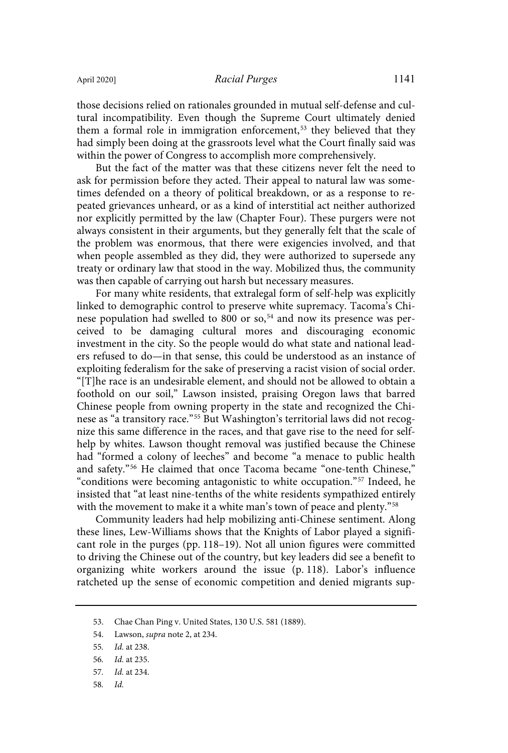those decisions relied on rationales grounded in mutual self-defense and cultural incompatibility. Even though the Supreme Court ultimately denied them a formal role in immigration enforcement,[53] they believed that they had simply been doing at the grassroots level what the Court finally said was within the power of Congress to accomplish more comprehensively.

But the fact of the matter was that these citizens never felt the need to ask for permission before they acted. Their appeal to natural law was sometimes defended on a theory of political breakdown, or as a response to repeated grievances unheard, or as a kind of interstitial act neither authorized nor explicitly permitted by the law (Chapter Four). These purgers were not always consistent in their arguments, but they generally felt that the scale of the problem was enormous, that there were exigencies involved, and that when people assembled as they did, they were authorized to supersede any treaty or ordinary law that stood in the way. Mobilized thus, the community was then capable of carrying out harsh but necessary measures.

For many white residents, that extralegal form of self-help was explicitly linked to demographic control to preserve white supremacy. Tacoma's Chinese population had swelled to 800 or so,[54] and now its presence was perceived to be damaging cultural mores and discouraging economic investment in the city. So the people would do what state and national leaders refused to do—in that sense, this could be understood as an instance of exploiting federalism for the sake of preserving a racist vision of social order. "[T]he race is an undesirable element, and should not be allowed to obtain a foothold on our soil," Lawson insisted, praising Oregon laws that barred Chinese people from owning property in the state and recognized the Chinese as "a transitory race."[55] But Washington's territorial laws did not recognize this same difference in the races, and that gave rise to the need for self-help by whites. Lawson thought removal was justified because the Chinese had "formed a colony of leeches" and become "a menace to public health and safety."[56] He claimed that once Tacoma became "one-tenth Chinese," "conditions were becoming antagonistic to white occupation."[57] Indeed, he insisted that "at least nine-tenths of the white residents sympathized entirely with the movement to make it a white man's town of peace and plenty."[58]

Community leaders had help mobilizing anti-Chinese sentiment. Along these lines, Lew-Williams shows that the Knights of Labor played a significant role in the purges (pp. 118–19). Not all union figures were committed to driving the Chinese out of the country, but key leaders did see a benefit to organizing white workers around the issue (p. 118). Labor's influence ratcheted up the sense of economic competition and denied migrants sup-

53. Chae Chan Ping v. United States, 130 U.S. 581 (1889).

54. Lawson, *supra* note 2, at 234.

55. *Id.* at 238.

56. *Id.* at 235.

57. *Id.* at 234.

58. *Id.*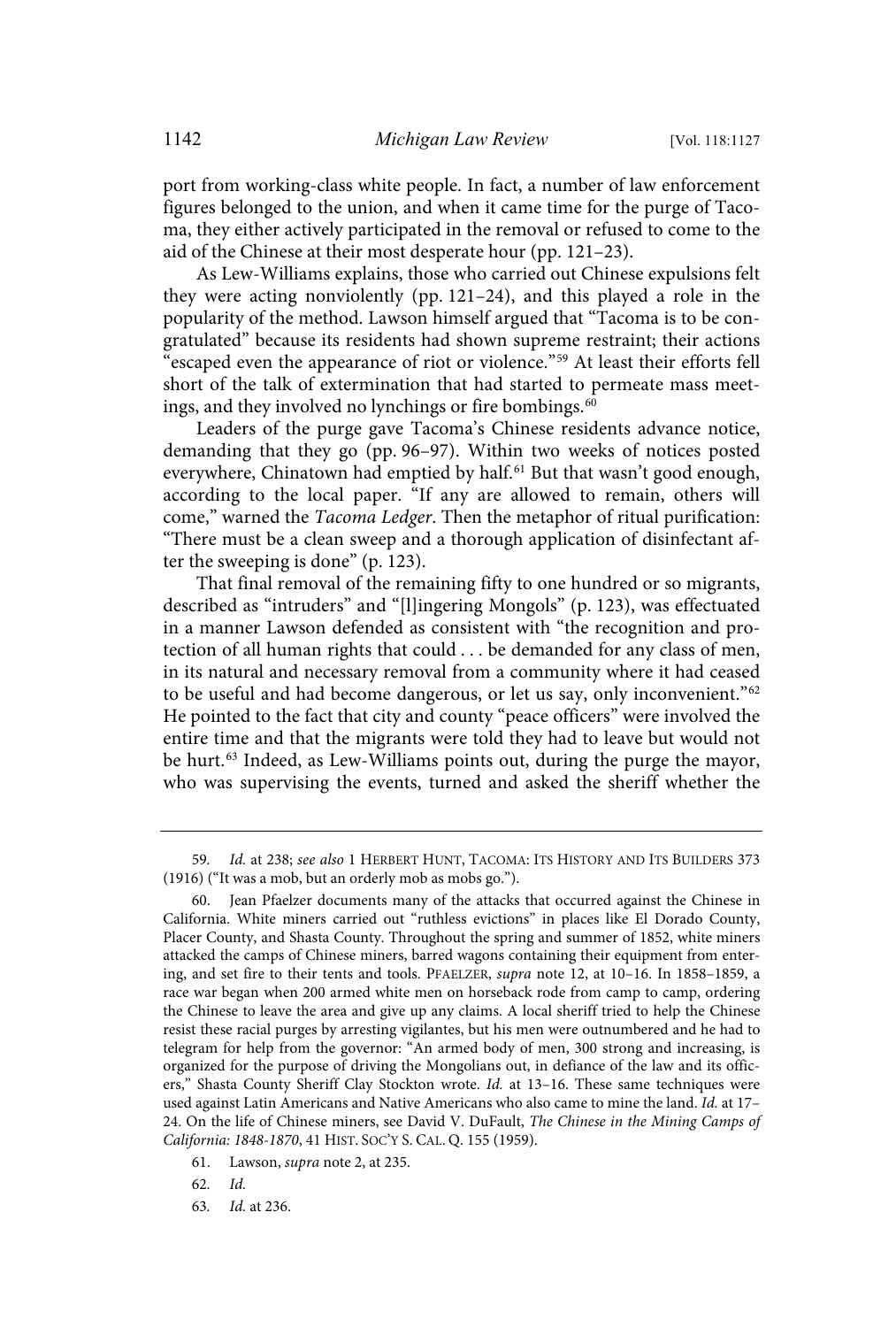port from working-class white people. In fact, a number of law enforcement figures belonged to the union, and when it came time for the purge of Tacoma, they either actively participated in the removal or refused to come to the aid of the Chinese at their most desperate hour (pp. 121–23).

As Lew-Williams explains, those who carried out Chinese expulsions felt they were acting nonviolently (pp. 121–24), and this played a role in the popularity of the method. Lawson himself argued that "Tacoma is to be congratulated" because its residents had shown supreme restraint; their actions "escaped even the appearance of riot or violence."[59] At least their efforts fell short of the talk of extermination that had started to permeate mass meetings, and they involved no lynchings or fire bombings.[60]

Leaders of the purge gave Tacoma's Chinese residents advance notice, demanding that they go (pp. 96–97). Within two weeks of notices posted everywhere, Chinatown had emptied by half.[61] But that wasn't good enough, according to the local paper. "If any are allowed to remain, others will come," warned the *Tacoma Ledger*. Then the metaphor of ritual purification: "There must be a clean sweep and a thorough application of disinfectant after the sweeping is done" (p. 123).

That final removal of the remaining fifty to one hundred or so migrants, described as "intruders" and "[l]ingering Mongols" (p. 123), was effectuated in a manner Lawson defended as consistent with "the recognition and protection of all human rights that could . . . be demanded for any class of men, in its natural and necessary removal from a community where it had ceased to be useful and had become dangerous, or let us say, only inconvenient."[62] He pointed to the fact that city and county "peace officers" were involved the entire time and that the migrants were told they had to leave but would not be hurt.[63] Indeed, as Lew-Williams points out, during the purge the mayor, who was supervising the events, turned and asked the sheriff whether the

---

59. *Id.* at 238; *see also* 1 HERBERT HUNT, TACOMA: ITS HISTORY AND ITS BUILDERS 373 (1916) ("It was a mob, but an orderly mob as mobs go.").

60. Jean Pfaelzer documents many of the attacks that occurred against the Chinese in California. White miners carried out "ruthless evictions" in places like El Dorado County, Placer County, and Shasta County. Throughout the spring and summer of 1852, white miners attacked the camps of Chinese miners, barred wagons containing their equipment from entering, and set fire to their tents and tools. PFAELZER, *supra* note 12, at 10–16. In 1858–1859, a race war began when 200 armed white men on horseback rode from camp to camp, ordering the Chinese to leave the area and give up any claims. A local sheriff tried to help the Chinese resist these racial purges by arresting vigilantes, but his men were outnumbered and he had to telegram for help from the governor: "An armed body of men, 300 strong and increasing, is organized for the purpose of driving the Mongolians out, in defiance of the law and its officers," Shasta County Sheriff Clay Stockton wrote. *Id.* at 13–16. These same techniques were used against Latin Americans and Native Americans who also came to mine the land. *Id.* at 17–24. On the life of Chinese miners, see David V. DuFault, *The Chinese in the Mining Camps of California: 1848-1870*, 41 HIST. SOC'Y S. CAL. Q. 155 (1959).

61. Lawson, *supra* note 2, at 235.

62. *Id.*

63. *Id.* at 236.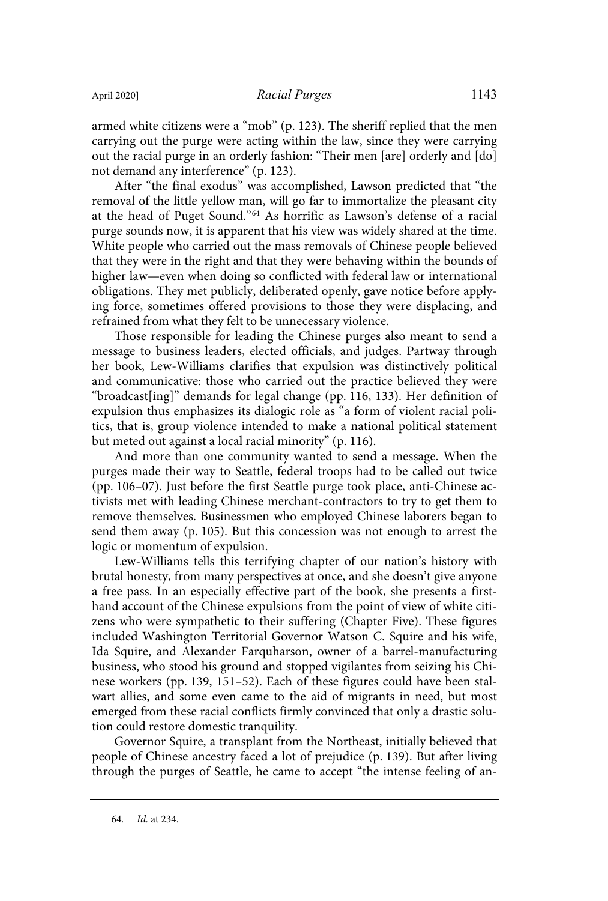armed white citizens were a "mob" (p. 123). The sheriff replied that the men carrying out the purge were acting within the law, since they were carrying out the racial purge in an orderly fashion: "Their men [are] orderly and [do] not demand any interference" (p. 123).

After "the final exodus" was accomplished, Lawson predicted that "the removal of the little yellow man, will go far to immortalize the pleasant city at the head of Puget Sound."[64] As horrific as Lawson's defense of a racial purge sounds now, it is apparent that his view was widely shared at the time. White people who carried out the mass removals of Chinese people believed that they were in the right and that they were behaving within the bounds of higher law—even when doing so conflicted with federal law or international obligations. They met publicly, deliberated openly, gave notice before applying force, sometimes offered provisions to those they were displacing, and refrained from what they felt to be unnecessary violence.

Those responsible for leading the Chinese purges also meant to send a message to business leaders, elected officials, and judges. Partway through her book, Lew-Williams clarifies that expulsion was distinctively political and communicative: those who carried out the practice believed they were "broadcast[ing]" demands for legal change (pp. 116, 133). Her definition of expulsion thus emphasizes its dialogic role as "a form of violent racial politics, that is, group violence intended to make a national political statement but meted out against a local racial minority" (p. 116).

And more than one community wanted to send a message. When the purges made their way to Seattle, federal troops had to be called out twice (pp. 106–07). Just before the first Seattle purge took place, anti-Chinese activists met with leading Chinese merchant-contractors to try to get them to remove themselves. Businessmen who employed Chinese laborers began to send them away (p. 105). But this concession was not enough to arrest the logic or momentum of expulsion.

Lew-Williams tells this terrifying chapter of our nation's history with brutal honesty, from many perspectives at once, and she doesn't give anyone a free pass. In an especially effective part of the book, she presents a firsthand account of the Chinese expulsions from the point of view of white citizens who were sympathetic to their suffering (Chapter Five). These figures included Washington Territorial Governor Watson C. Squire and his wife, Ida Squire, and Alexander Farquharson, owner of a barrel-manufacturing business, who stood his ground and stopped vigilantes from seizing his Chinese workers (pp. 139, 151–52). Each of these figures could have been stalwart allies, and some even came to the aid of migrants in need, but most emerged from these racial conflicts firmly convinced that only a drastic solution could restore domestic tranquility.

Governor Squire, a transplant from the Northeast, initially believed that people of Chinese ancestry faced a lot of prejudice (p. 139). But after living through the purges of Seattle, he came to accept "the intense feeling of an-

64. *Id.* at 234.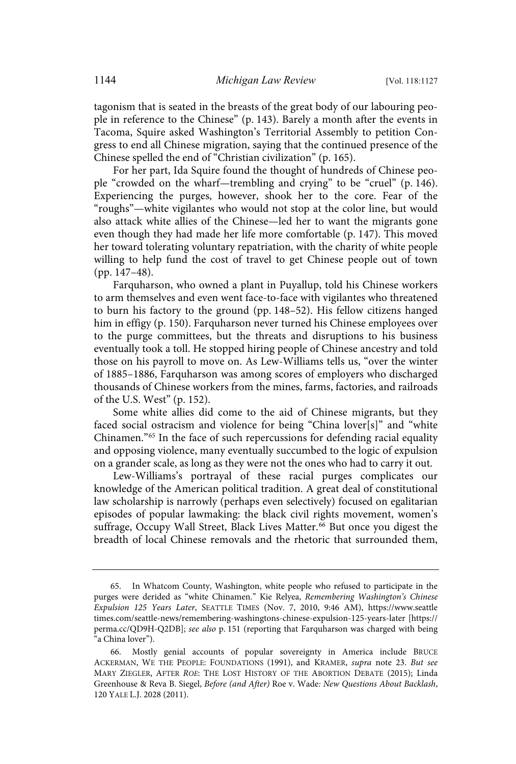tagonism that is seated in the breasts of the great body of our labouring people in reference to the Chinese" (p. 143). Barely a month after the events in Tacoma, Squire asked Washington's Territorial Assembly to petition Congress to end all Chinese migration, saying that the continued presence of the Chinese spelled the end of "Christian civilization" (p. 165).

For her part, Ida Squire found the thought of hundreds of Chinese people "crowded on the wharf—trembling and crying" to be "cruel" (p. 146). Experiencing the purges, however, shook her to the core. Fear of the "roughs"—white vigilantes who would not stop at the color line, but would also attack white allies of the Chinese—led her to want the migrants gone even though they had made her life more comfortable (p. 147). This moved her toward tolerating voluntary repatriation, with the charity of white people willing to help fund the cost of travel to get Chinese people out of town (pp. 147–48).

Farquharson, who owned a plant in Puyallup, told his Chinese workers to arm themselves and even went face-to-face with vigilantes who threatened to burn his factory to the ground (pp. 148–52). His fellow citizens hanged him in effigy (p. 150). Farquharson never turned his Chinese employees over to the purge committees, but the threats and disruptions to his business eventually took a toll. He stopped hiring people of Chinese ancestry and told those on his payroll to move on. As Lew-Williams tells us, "over the winter of 1885–1886, Farquharson was among scores of employers who discharged thousands of Chinese workers from the mines, farms, factories, and railroads of the U.S. West" (p. 152).

Some white allies did come to the aid of Chinese migrants, but they faced social ostracism and violence for being "China lover[s]" and "white Chinamen."[65] In the face of such repercussions for defending racial equality and opposing violence, many eventually succumbed to the logic of expulsion on a grander scale, as long as they were not the ones who had to carry it out.

Lew-Williams's portrayal of these racial purges complicates our knowledge of the American political tradition. A great deal of constitutional law scholarship is narrowly (perhaps even selectively) focused on egalitarian episodes of popular lawmaking: the black civil rights movement, women's suffrage, Occupy Wall Street, Black Lives Matter.[66] But once you digest the breadth of local Chinese removals and the rhetoric that surrounded them,

---

65. In Whatcom County, Washington, white people who refused to participate in the purges were derided as "white Chinamen." Kie Relyea, *Remembering Washington's Chinese Expulsion 125 Years Later*, SEATTLE TIMES (Nov. 7, 2010, 9:46 AM), https://www.seattletimes.com/seattle-news/remembering-washingtons-chinese-expulsion-125-years-later [https://perma.cc/QD9H-Q2DB]; *see also* p. 151 (reporting that Farquharson was charged with being "a China lover").

66. Mostly genial accounts of popular sovereignty in America include BRUCE ACKERMAN, WE THE PEOPLE: FOUNDATIONS (1991), and KRAMER, *supra* note 23. *But see* MARY ZIEGLER, AFTER *ROE*: THE LOST HISTORY OF THE ABORTION DEBATE (2015); Linda Greenhouse & Reva B. Siegel, *Before (and After)* Roe v. Wade*: New Questions About Backlash*, 120 YALE L.J. 2028 (2011).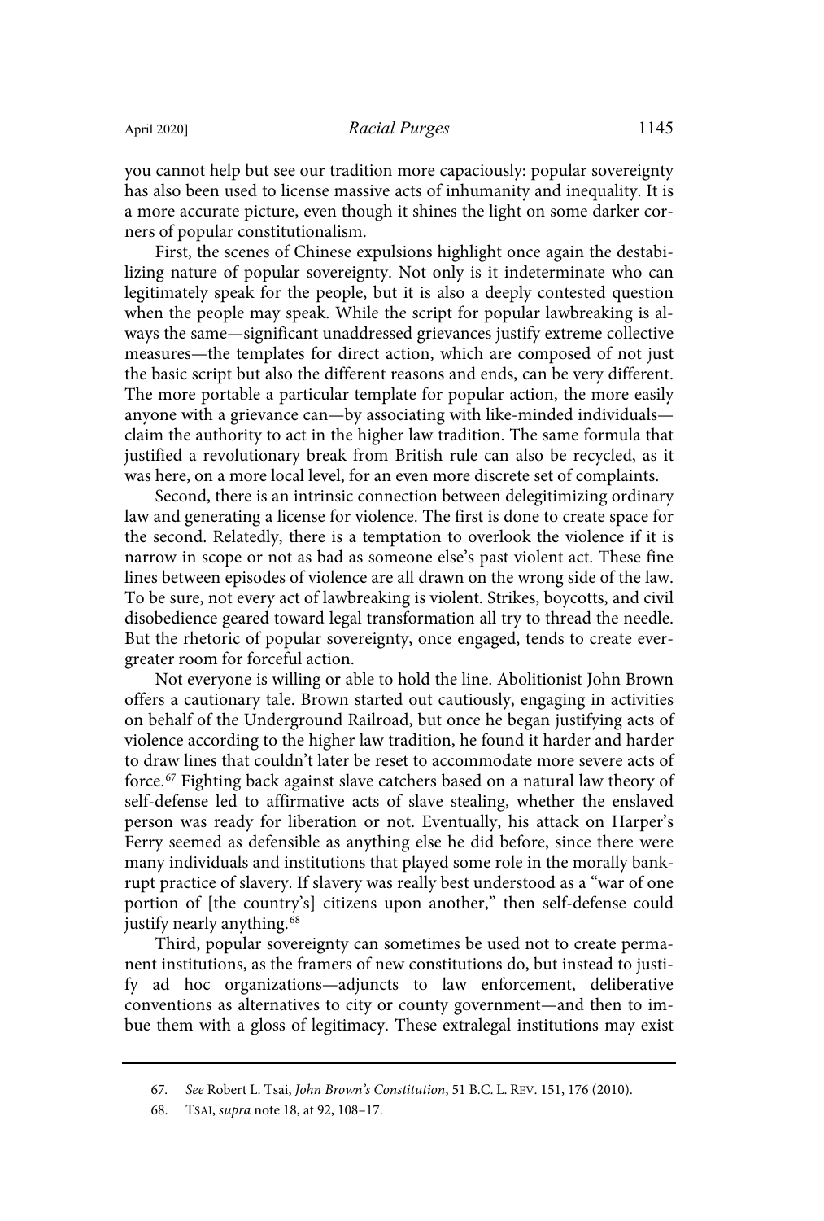you cannot help but see our tradition more capaciously: popular sovereignty has also been used to license massive acts of inhumanity and inequality. It is a more accurate picture, even though it shines the light on some darker corners of popular constitutionalism.

First, the scenes of Chinese expulsions highlight once again the destabilizing nature of popular sovereignty. Not only is it indeterminate who can legitimately speak for the people, but it is also a deeply contested question when the people may speak. While the script for popular lawbreaking is always the same—significant unaddressed grievances justify extreme collective measures—the templates for direct action, which are composed of not just the basic script but also the different reasons and ends, can be very different. The more portable a particular template for popular action, the more easily anyone with a grievance can—by associating with like-minded individuals—claim the authority to act in the higher law tradition. The same formula that justified a revolutionary break from British rule can also be recycled, as it was here, on a more local level, for an even more discrete set of complaints.

Second, there is an intrinsic connection between delegitimizing ordinary law and generating a license for violence. The first is done to create space for the second. Relatedly, there is a temptation to overlook the violence if it is narrow in scope or not as bad as someone else's past violent act. These fine lines between episodes of violence are all drawn on the wrong side of the law. To be sure, not every act of lawbreaking is violent. Strikes, boycotts, and civil disobedience geared toward legal transformation all try to thread the needle. But the rhetoric of popular sovereignty, once engaged, tends to create ever-greater room for forceful action.

Not everyone is willing or able to hold the line. Abolitionist John Brown offers a cautionary tale. Brown started out cautiously, engaging in activities on behalf of the Underground Railroad, but once he began justifying acts of violence according to the higher law tradition, he found it harder and harder to draw lines that couldn't later be reset to accommodate more severe acts of force.[67] Fighting back against slave catchers based on a natural law theory of self-defense led to affirmative acts of slave stealing, whether the enslaved person was ready for liberation or not. Eventually, his attack on Harper's Ferry seemed as defensible as anything else he did before, since there were many individuals and institutions that played some role in the morally bankrupt practice of slavery. If slavery was really best understood as a "war of one portion of [the country's] citizens upon another," then self-defense could justify nearly anything.[68]

Third, popular sovereignty can sometimes be used not to create permanent institutions, as the framers of new constitutions do, but instead to justify ad hoc organizations—adjuncts to law enforcement, deliberative conventions as alternatives to city or county government—and then to imbue them with a gloss of legitimacy. These extralegal institutions may exist

67. *See* Robert L. Tsai, *John Brown's Constitution*, 51 B.C. L. REV. 151, 176 (2010).

68. TSAI, *supra* note 18, at 92, 108–17.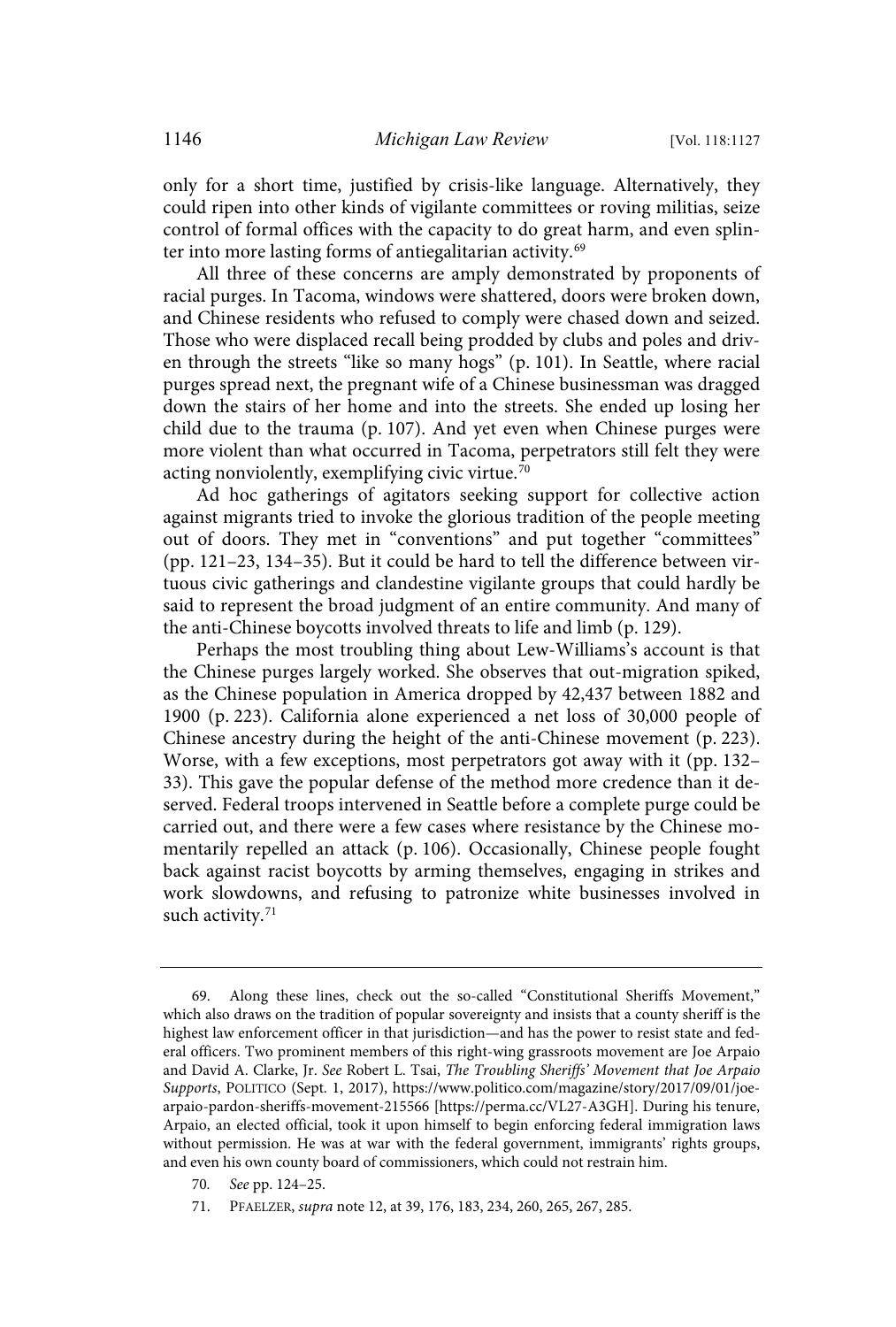only for a short time, justified by crisis-like language. Alternatively, they could ripen into other kinds of vigilante committees or roving militias, seize control of formal offices with the capacity to do great harm, and even splinter into more lasting forms of antiegalitarian activity.[69]

All three of these concerns are amply demonstrated by proponents of racial purges. In Tacoma, windows were shattered, doors were broken down, and Chinese residents who refused to comply were chased down and seized. Those who were displaced recall being prodded by clubs and poles and driven through the streets "like so many hogs" (p. 101). In Seattle, where racial purges spread next, the pregnant wife of a Chinese businessman was dragged down the stairs of her home and into the streets. She ended up losing her child due to the trauma (p. 107). And yet even when Chinese purges were more violent than what occurred in Tacoma, perpetrators still felt they were acting nonviolently, exemplifying civic virtue.[70]

Ad hoc gatherings of agitators seeking support for collective action against migrants tried to invoke the glorious tradition of the people meeting out of doors. They met in "conventions" and put together "committees" (pp. 121–23, 134–35). But it could be hard to tell the difference between virtuous civic gatherings and clandestine vigilante groups that could hardly be said to represent the broad judgment of an entire community. And many of the anti-Chinese boycotts involved threats to life and limb (p. 129).

Perhaps the most troubling thing about Lew-Williams's account is that the Chinese purges largely worked. She observes that out-migration spiked, as the Chinese population in America dropped by 42,437 between 1882 and 1900 (p. 223). California alone experienced a net loss of 30,000 people of Chinese ancestry during the height of the anti-Chinese movement (p. 223). Worse, with a few exceptions, most perpetrators got away with it (pp. 132–33). This gave the popular defense of the method more credence than it deserved. Federal troops intervened in Seattle before a complete purge could be carried out, and there were a few cases where resistance by the Chinese momentarily repelled an attack (p. 106). Occasionally, Chinese people fought back against racist boycotts by arming themselves, engaging in strikes and work slowdowns, and refusing to patronize white businesses involved in such activity.[71]

---

69. Along these lines, check out the so-called "Constitutional Sheriffs Movement," which also draws on the tradition of popular sovereignty and insists that a county sheriff is the highest law enforcement officer in that jurisdiction—and has the power to resist state and federal officers. Two prominent members of this right-wing grassroots movement are Joe Arpaio and David A. Clarke, Jr. *See* Robert L. Tsai, *The Troubling Sheriffs' Movement that Joe Arpaio Supports*, POLITICO (Sept. 1, 2017), https://www.politico.com/magazine/story/2017/09/01/joe-arpaio-pardon-sheriffs-movement-215566 [https://perma.cc/VL27-A3GH]. During his tenure, Arpaio, an elected official, took it upon himself to begin enforcing federal immigration laws without permission. He was at war with the federal government, immigrants' rights groups, and even his own county board of commissioners, which could not restrain him.

70. *See* pp. 124–25.

71. PFAELZER, *supra* note 12, at 39, 176, 183, 234, 260, 265, 267, 285.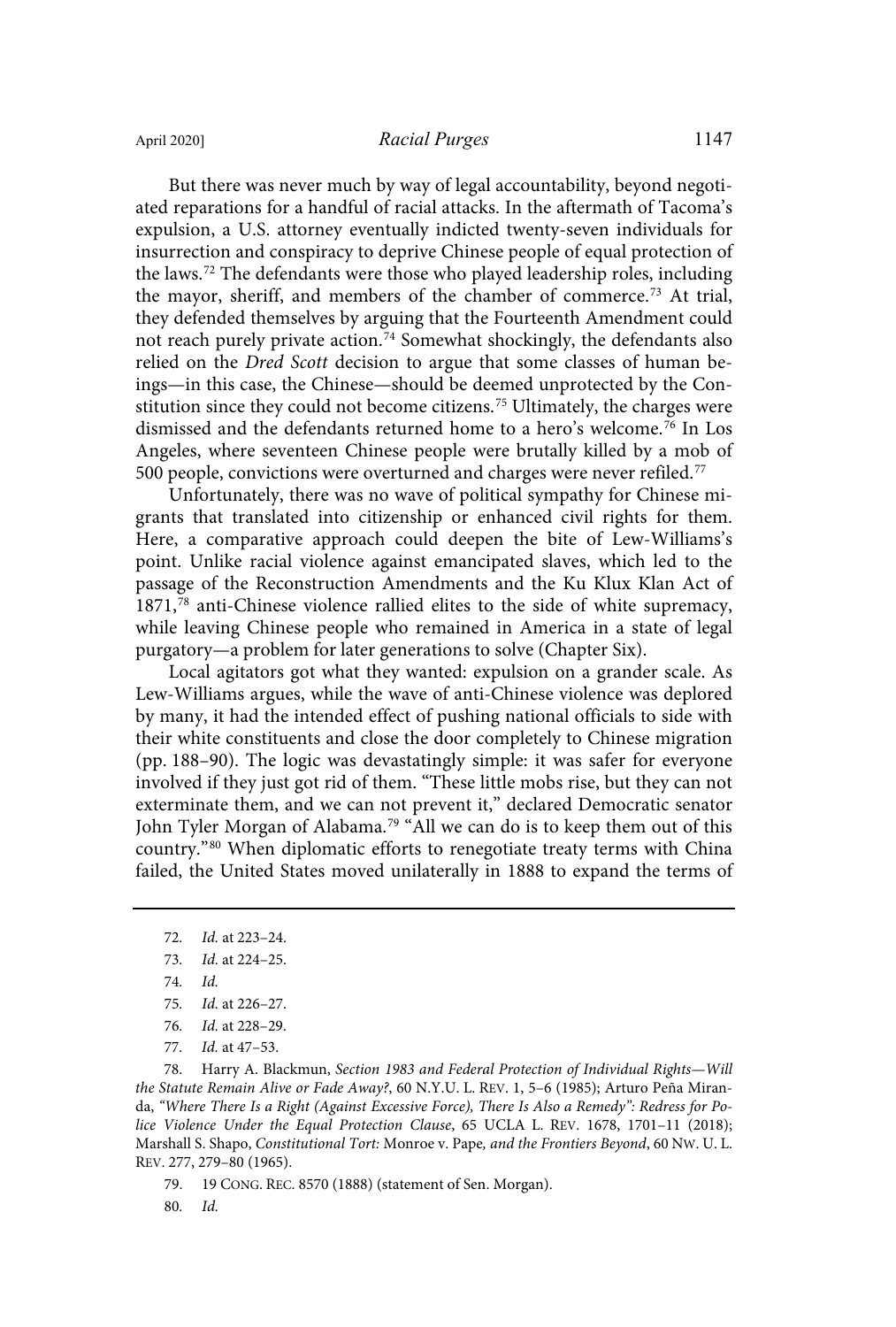But there was never much by way of legal accountability, beyond negotiated reparations for a handful of racial attacks. In the aftermath of Tacoma's expulsion, a U.S. attorney eventually indicted twenty-seven individuals for insurrection and conspiracy to deprive Chinese people of equal protection of the laws.[72] The defendants were those who played leadership roles, including the mayor, sheriff, and members of the chamber of commerce.[73] At trial, they defended themselves by arguing that the Fourteenth Amendment could not reach purely private action.[74] Somewhat shockingly, the defendants also relied on the *Dred Scott* decision to argue that some classes of human beings—in this case, the Chinese—should be deemed unprotected by the Constitution since they could not become citizens.[75] Ultimately, the charges were dismissed and the defendants returned home to a hero's welcome.[76] In Los Angeles, where seventeen Chinese people were brutally killed by a mob of 500 people, convictions were overturned and charges were never refiled.[77]

Unfortunately, there was no wave of political sympathy for Chinese migrants that translated into citizenship or enhanced civil rights for them. Here, a comparative approach could deepen the bite of Lew-Williams's point. Unlike racial violence against emancipated slaves, which led to the passage of the Reconstruction Amendments and the Ku Klux Klan Act of 1871,[78] anti-Chinese violence rallied elites to the side of white supremacy, while leaving Chinese people who remained in America in a state of legal purgatory—a problem for later generations to solve (Chapter Six).

Local agitators got what they wanted: expulsion on a grander scale. As Lew-Williams argues, while the wave of anti-Chinese violence was deplored by many, it had the intended effect of pushing national officials to side with their white constituents and close the door completely to Chinese migration (pp. 188–90). The logic was devastatingly simple: it was safer for everyone involved if they just got rid of them. "These little mobs rise, but they can not exterminate them, and we can not prevent it," declared Democratic senator John Tyler Morgan of Alabama.[79] "All we can do is to keep them out of this country."[80] When diplomatic efforts to renegotiate treaty terms with China failed, the United States moved unilaterally in 1888 to expand the terms of

---

72. *Id.* at 223–24.

73. *Id.* at 224–25.

74. *Id.*

75. *Id.* at 226–27.

76. *Id.* at 228–29.

77. *Id.* at 47–53.

78. Harry A. Blackmun, *Section 1983 and Federal Protection of Individual Rights—Will the Statute Remain Alive or Fade Away?*, 60 N.Y.U. L. REV. 1, 5–6 (1985); Arturo Peña Miranda, *"Where There Is a Right (Against Excessive Force), There Is Also a Remedy": Redress for Police Violence Under the Equal Protection Clause*, 65 UCLA L. REV. 1678, 1701–11 (2018); Marshall S. Shapo, *Constitutional Tort:* Monroe v. Pape*, and the Frontiers Beyond*, 60 NW. U. L. REV. 277, 279–80 (1965).

79. 19 CONG. REC. 8570 (1888) (statement of Sen. Morgan).

80. *Id.*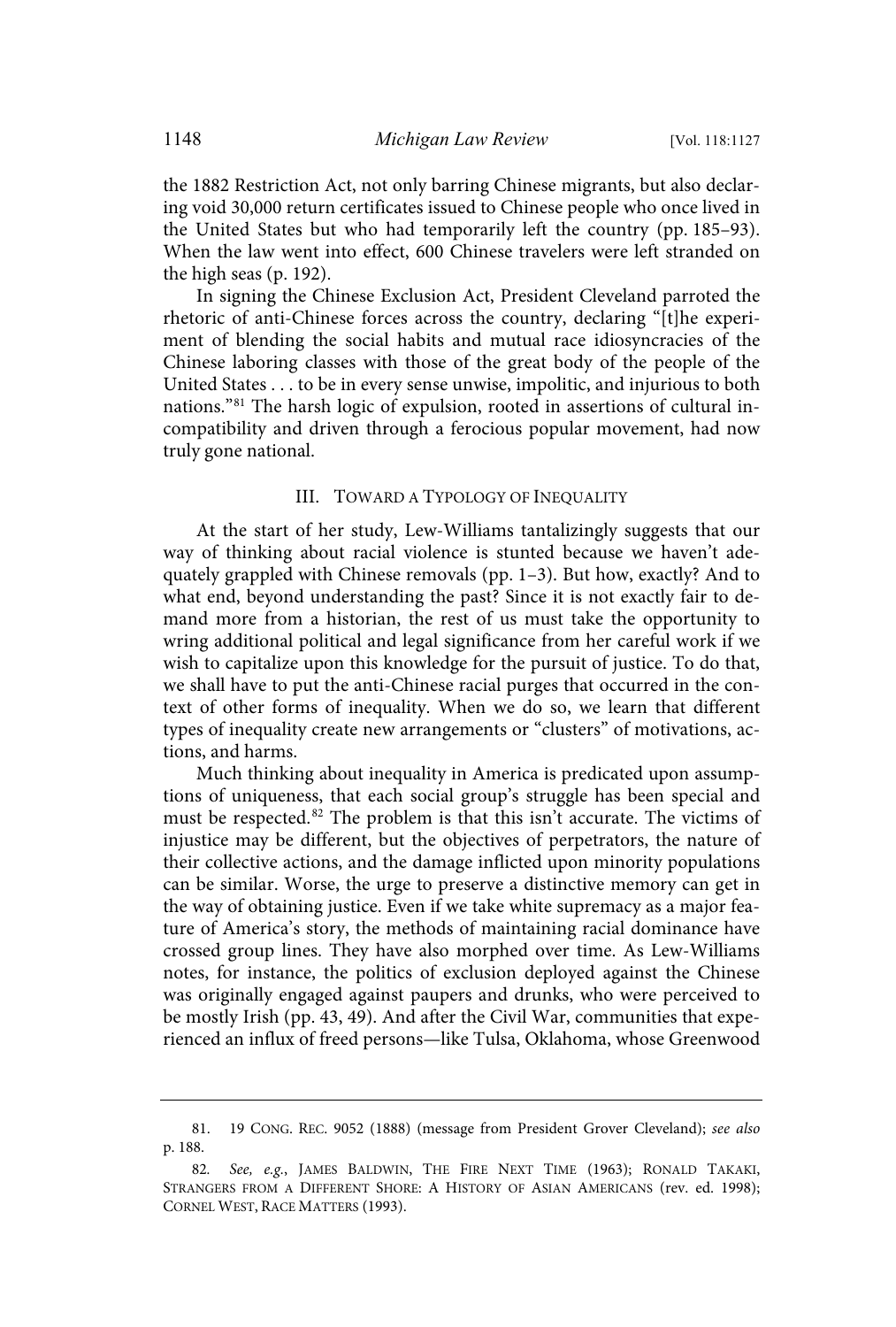the 1882 Restriction Act, not only barring Chinese migrants, but also declaring void 30,000 return certificates issued to Chinese people who once lived in the United States but who had temporarily left the country (pp. 185–93). When the law went into effect, 600 Chinese travelers were left stranded on the high seas (p. 192).

In signing the Chinese Exclusion Act, President Cleveland parroted the rhetoric of anti-Chinese forces across the country, declaring "[t]he experiment of blending the social habits and mutual race idiosyncracies of the Chinese laboring classes with those of the great body of the people of the United States . . . to be in every sense unwise, impolitic, and injurious to both nations."[81] The harsh logic of expulsion, rooted in assertions of cultural incompatibility and driven through a ferocious popular movement, had now truly gone national.

## III. Toward a Typology of Inequality

At the start of her study, Lew-Williams tantalizingly suggests that our way of thinking about racial violence is stunted because we haven't adequately grappled with Chinese removals (pp. 1–3). But how, exactly? And to what end, beyond understanding the past? Since it is not exactly fair to demand more from a historian, the rest of us must take the opportunity to wring additional political and legal significance from her careful work if we wish to capitalize upon this knowledge for the pursuit of justice. To do that, we shall have to put the anti-Chinese racial purges that occurred in the context of other forms of inequality. When we do so, we learn that different types of inequality create new arrangements or "clusters" of motivations, actions, and harms.

Much thinking about inequality in America is predicated upon assumptions of uniqueness, that each social group's struggle has been special and must be respected.[82] The problem is that this isn't accurate. The victims of injustice may be different, but the objectives of perpetrators, the nature of their collective actions, and the damage inflicted upon minority populations can be similar. Worse, the urge to preserve a distinctive memory can get in the way of obtaining justice. Even if we take white supremacy as a major feature of America's story, the methods of maintaining racial dominance have crossed group lines. They have also morphed over time. As Lew-Williams notes, for instance, the politics of exclusion deployed against the Chinese was originally engaged against paupers and drunks, who were perceived to be mostly Irish (pp. 43, 49). And after the Civil War, communities that experienced an influx of freed persons—like Tulsa, Oklahoma, whose Greenwood

---

81. 19 Cong. Rec. 9052 (1888) (message from President Grover Cleveland); *see also* p. 188.

82. *See, e.g.*, James Baldwin, The Fire Next Time (1963); Ronald Takaki, Strangers from a Different Shore: A History of Asian Americans (rev. ed. 1998); Cornel West, Race Matters (1993).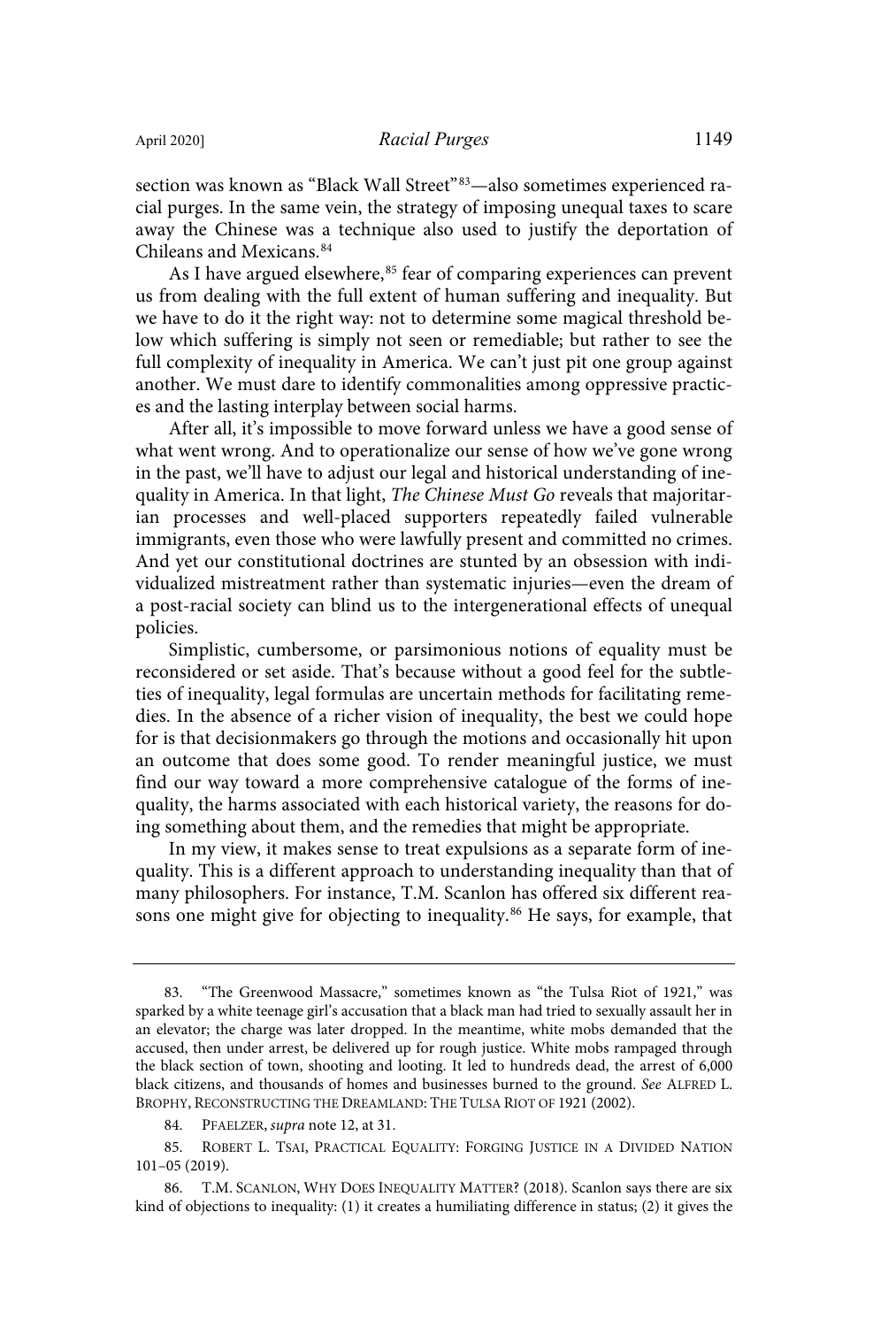section was known as "Black Wall Street"[83]—also sometimes experienced racial purges. In the same vein, the strategy of imposing unequal taxes to scare away the Chinese was a technique also used to justify the deportation of Chileans and Mexicans.[84]

As I have argued elsewhere,[85] fear of comparing experiences can prevent us from dealing with the full extent of human suffering and inequality. But we have to do it the right way: not to determine some magical threshold below which suffering is simply not seen or remediable; but rather to see the full complexity of inequality in America. We can't just pit one group against another. We must dare to identify commonalities among oppressive practices and the lasting interplay between social harms.

After all, it's impossible to move forward unless we have a good sense of what went wrong. And to operationalize our sense of how we've gone wrong in the past, we'll have to adjust our legal and historical understanding of inequality in America. In that light, *The Chinese Must Go* reveals that majoritarian processes and well-placed supporters repeatedly failed vulnerable immigrants, even those who were lawfully present and committed no crimes. And yet our constitutional doctrines are stunted by an obsession with individualized mistreatment rather than systematic injuries—even the dream of a post-racial society can blind us to the intergenerational effects of unequal policies.

Simplistic, cumbersome, or parsimonious notions of equality must be reconsidered or set aside. That's because without a good feel for the subtleties of inequality, legal formulas are uncertain methods for facilitating remedies. In the absence of a richer vision of inequality, the best we could hope for is that decisionmakers go through the motions and occasionally hit upon an outcome that does some good. To render meaningful justice, we must find our way toward a more comprehensive catalogue of the forms of inequality, the harms associated with each historical variety, the reasons for doing something about them, and the remedies that might be appropriate.

In my view, it makes sense to treat expulsions as a separate form of inequality. This is a different approach to understanding inequality than that of many philosophers. For instance, T.M. Scanlon has offered six different reasons one might give for objecting to inequality.[86] He says, for example, that

---

83. "The Greenwood Massacre," sometimes known as "the Tulsa Riot of 1921," was sparked by a white teenage girl's accusation that a black man had tried to sexually assault her in an elevator; the charge was later dropped. In the meantime, white mobs demanded that the accused, then under arrest, be delivered up for rough justice. White mobs rampaged through the black section of town, shooting and looting. It led to hundreds dead, the arrest of 6,000 black citizens, and thousands of homes and businesses burned to the ground. *See* ALFRED L. BROPHY, RECONSTRUCTING THE DREAMLAND: THE TULSA RIOT OF 1921 (2002).

84. PFAELZER, *supra* note 12, at 31.

85. ROBERT L. TSAI, PRACTICAL EQUALITY: FORGING JUSTICE IN A DIVIDED NATION 101–05 (2019).

86. T.M. SCANLON, WHY DOES INEQUALITY MATTER? (2018). Scanlon says there are six kind of objections to inequality: (1) it creates a humiliating difference in status; (2) it gives the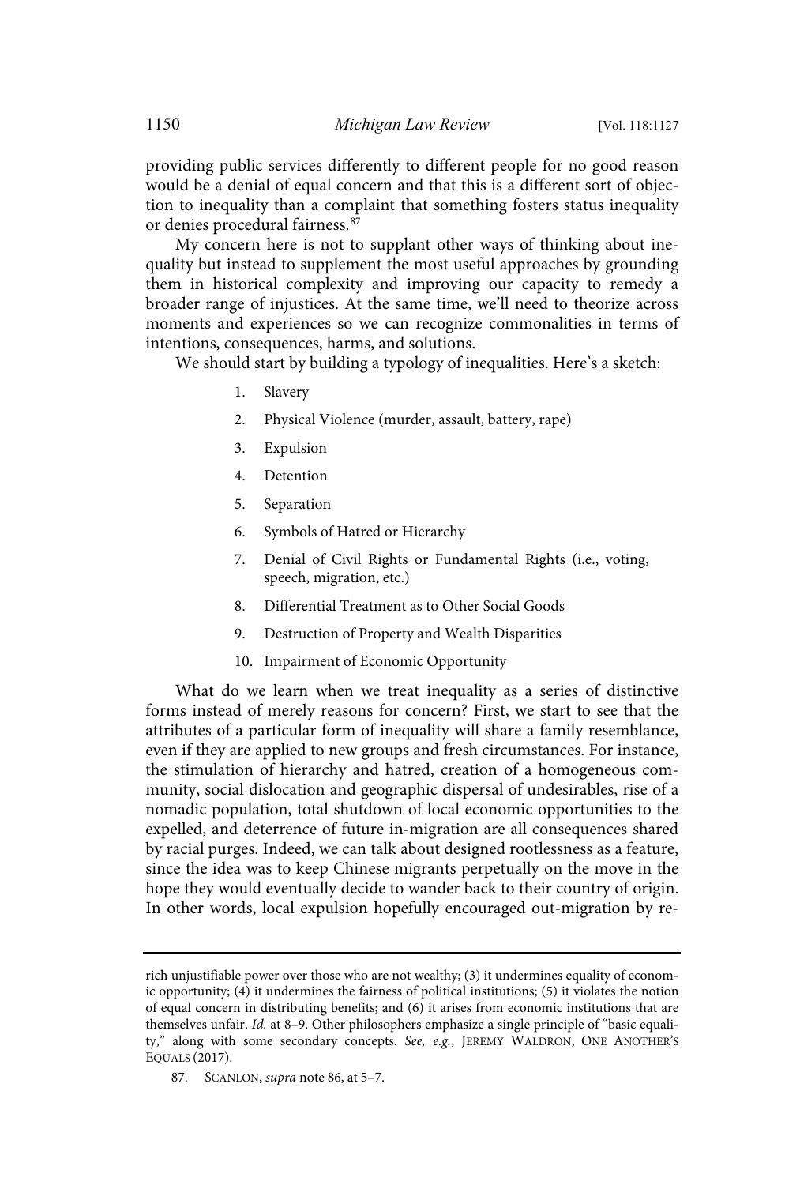providing public services differently to different people for no good reason would be a denial of equal concern and that this is a different sort of objection to inequality than a complaint that something fosters status inequality or denies procedural fairness.[87]

My concern here is not to supplant other ways of thinking about inequality but instead to supplement the most useful approaches by grounding them in historical complexity and improving our capacity to remedy a broader range of injustices. At the same time, we'll need to theorize across moments and experiences so we can recognize commonalities in terms of intentions, consequences, harms, and solutions.

We should start by building a typology of inequalities. Here's a sketch:

1. Slavery
2. Physical Violence (murder, assault, battery, rape)
3. Expulsion
4. Detention
5. Separation
6. Symbols of Hatred or Hierarchy
7. Denial of Civil Rights or Fundamental Rights (i.e., voting, speech, migration, etc.)
8. Differential Treatment as to Other Social Goods
9. Destruction of Property and Wealth Disparities
10. Impairment of Economic Opportunity

What do we learn when we treat inequality as a series of distinctive forms instead of merely reasons for concern? First, we start to see that the attributes of a particular form of inequality will share a family resemblance, even if they are applied to new groups and fresh circumstances. For instance, the stimulation of hierarchy and hatred, creation of a homogeneous community, social dislocation and geographic dispersal of undesirables, rise of a nomadic population, total shutdown of local economic opportunities to the expelled, and deterrence of future in-migration are all consequences shared by racial purges. Indeed, we can talk about designed rootlessness as a feature, since the idea was to keep Chinese migrants perpetually on the move in the hope they would eventually decide to wander back to their country of origin. In other words, local expulsion hopefully encouraged out-migration by re-

---

rich unjustifiable power over those who are not wealthy; (3) it undermines equality of economic opportunity; (4) it undermines the fairness of political institutions; (5) it violates the notion of equal concern in distributing benefits; and (6) it arises from economic institutions that are themselves unfair. *Id.* at 8–9. Other philosophers emphasize a single principle of "basic equality," along with some secondary concepts. *See, e.g.*, JEREMY WALDRON, ONE ANOTHER'S EQUALS (2017).

87. SCANLON, *supra* note 86, at 5–7.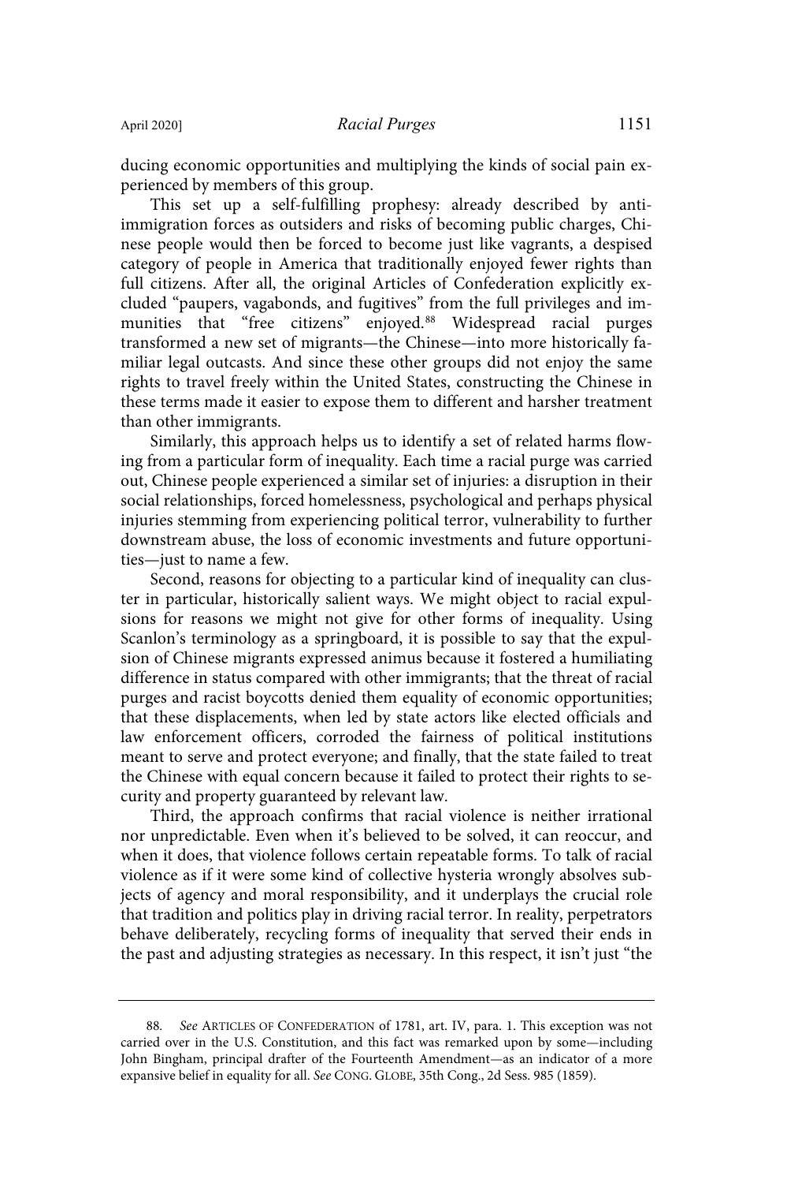ducing economic opportunities and multiplying the kinds of social pain experienced by members of this group.

This set up a self-fulfilling prophesy: already described by anti-immigration forces as outsiders and risks of becoming public charges, Chinese people would then be forced to become just like vagrants, a despised category of people in America that traditionally enjoyed fewer rights than full citizens. After all, the original Articles of Confederation explicitly excluded "paupers, vagabonds, and fugitives" from the full privileges and immunities that "free citizens" enjoyed.[88] Widespread racial purges transformed a new set of migrants—the Chinese—into more historically familiar legal outcasts. And since these other groups did not enjoy the same rights to travel freely within the United States, constructing the Chinese in these terms made it easier to expose them to different and harsher treatment than other immigrants.

Similarly, this approach helps us to identify a set of related harms flowing from a particular form of inequality. Each time a racial purge was carried out, Chinese people experienced a similar set of injuries: a disruption in their social relationships, forced homelessness, psychological and perhaps physical injuries stemming from experiencing political terror, vulnerability to further downstream abuse, the loss of economic investments and future opportunities—just to name a few.

Second, reasons for objecting to a particular kind of inequality can cluster in particular, historically salient ways. We might object to racial expulsions for reasons we might not give for other forms of inequality. Using Scanlon's terminology as a springboard, it is possible to say that the expulsion of Chinese migrants expressed animus because it fostered a humiliating difference in status compared with other immigrants; that the threat of racial purges and racist boycotts denied them equality of economic opportunities; that these displacements, when led by state actors like elected officials and law enforcement officers, corroded the fairness of political institutions meant to serve and protect everyone; and finally, that the state failed to treat the Chinese with equal concern because it failed to protect their rights to security and property guaranteed by relevant law.

Third, the approach confirms that racial violence is neither irrational nor unpredictable. Even when it's believed to be solved, it can reoccur, and when it does, that violence follows certain repeatable forms. To talk of racial violence as if it were some kind of collective hysteria wrongly absolves subjects of agency and moral responsibility, and it underplays the crucial role that tradition and politics play in driving racial terror. In reality, perpetrators behave deliberately, recycling forms of inequality that served their ends in the past and adjusting strategies as necessary. In this respect, it isn't just "the

---

88. *See* ARTICLES OF CONFEDERATION of 1781, art. IV, para. 1. This exception was not carried over in the U.S. Constitution, and this fact was remarked upon by some—including John Bingham, principal drafter of the Fourteenth Amendment—as an indicator of a more expansive belief in equality for all. *See* CONG. GLOBE, 35th Cong., 2d Sess. 985 (1859).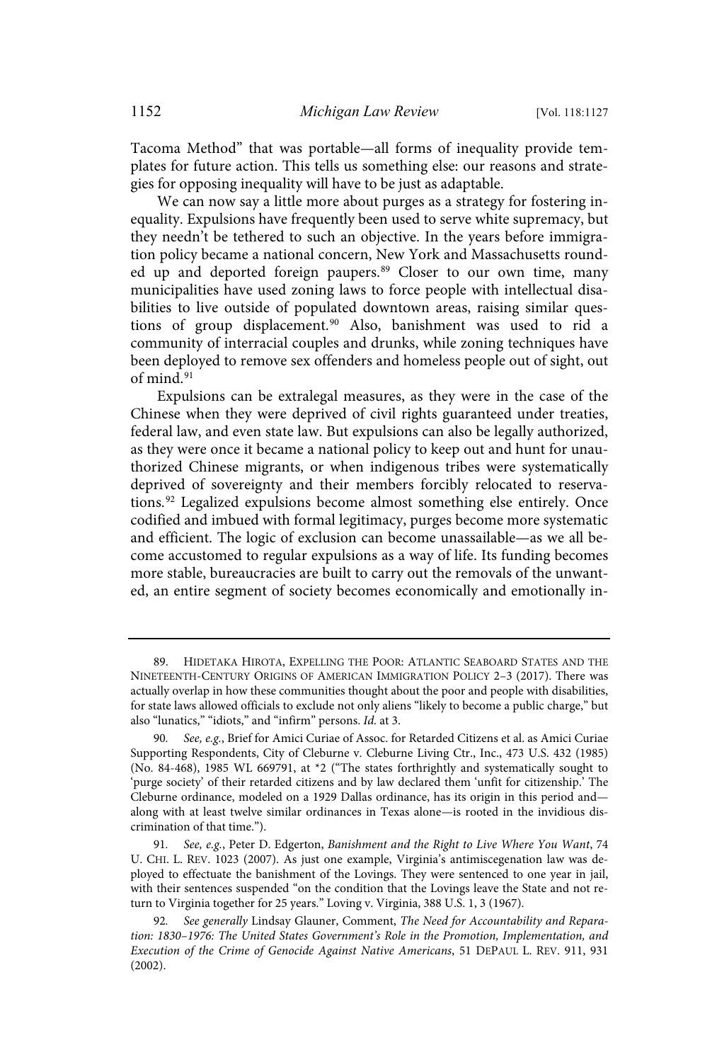Tacoma Method" that was portable—all forms of inequality provide templates for future action. This tells us something else: our reasons and strategies for opposing inequality will have to be just as adaptable.

We can now say a little more about purges as a strategy for fostering inequality. Expulsions have frequently been used to serve white supremacy, but they needn't be tethered to such an objective. In the years before immigration policy became a national concern, New York and Massachusetts rounded up and deported foreign paupers.[89] Closer to our own time, many municipalities have used zoning laws to force people with intellectual disabilities to live outside of populated downtown areas, raising similar questions of group displacement.[90] Also, banishment was used to rid a community of interracial couples and drunks, while zoning techniques have been deployed to remove sex offenders and homeless people out of sight, out of mind.[91]

Expulsions can be extralegal measures, as they were in the case of the Chinese when they were deprived of civil rights guaranteed under treaties, federal law, and even state law. But expulsions can also be legally authorized, as they were once it became a national policy to keep out and hunt for unauthorized Chinese migrants, or when indigenous tribes were systematically deprived of sovereignty and their members forcibly relocated to reservations.[92] Legalized expulsions become almost something else entirely. Once codified and imbued with formal legitimacy, purges become more systematic and efficient. The logic of exclusion can become unassailable—as we all become accustomed to regular expulsions as a way of life. Its funding becomes more stable, bureaucracies are built to carry out the removals of the unwanted, an entire segment of society becomes economically and emotionally in-

---

89. Hidetaka Hirota, Expelling the Poor: Atlantic Seaboard States and the Nineteenth-Century Origins of American Immigration Policy 2–3 (2017). There was actually overlap in how these communities thought about the poor and people with disabilities, for state laws allowed officials to exclude not only aliens "likely to become a public charge," but also "lunatics," "idiots," and "infirm" persons. *Id.* at 3.

90. *See, e.g.*, Brief for Amici Curiae of Assoc. for Retarded Citizens et al. as Amici Curiae Supporting Respondents, City of Cleburne v. Cleburne Living Ctr., Inc., 473 U.S. 432 (1985) (No. 84-468), 1985 WL 669791, at *2 ("The states forthrightly and systematically sought to 'purge society' of their retarded citizens and by law declared them 'unfit for citizenship.' The Cleburne ordinance, modeled on a 1929 Dallas ordinance, has its origin in this period and—along with at least twelve similar ordinances in Texas alone—is rooted in the invidious discrimination of that time.").

91. *See, e.g.*, Peter D. Edgerton, *Banishment and the Right to Live Where You Want*, 74 U. Chi. L. Rev. 1023 (2007). As just one example, Virginia's antimiscegenation law was deployed to effectuate the banishment of the Lovings. They were sentenced to one year in jail, with their sentences suspended "on the condition that the Lovings leave the State and not return to Virginia together for 25 years." Loving v. Virginia, 388 U.S. 1, 3 (1967).

92. *See generally* Lindsay Glauner, Comment, *The Need for Accountability and Reparation: 1830–1976: The United States Government's Role in the Promotion, Implementation, and Execution of the Crime of Genocide Against Native Americans*, 51 DePaul L. Rev. 911, 931 (2002).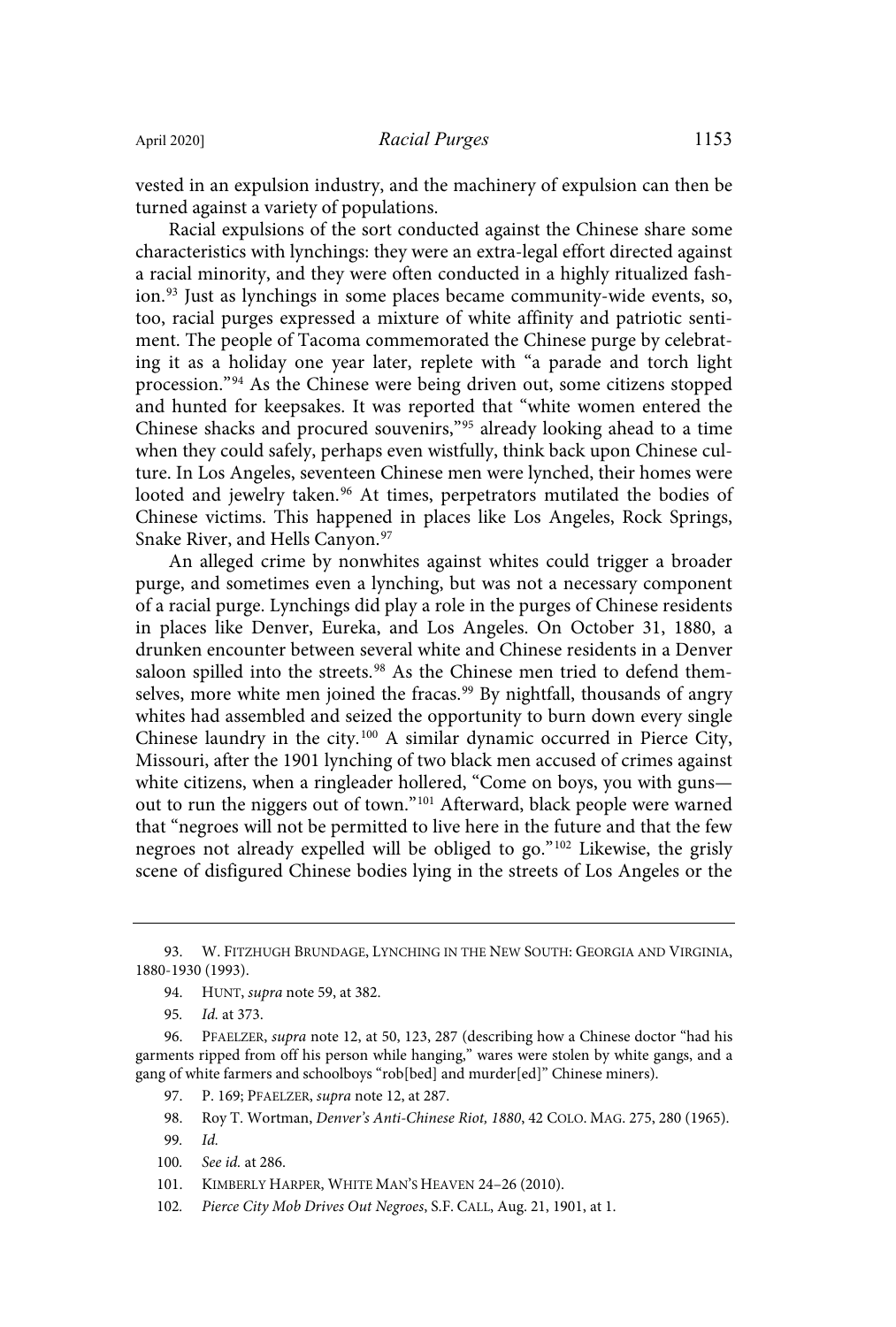vested in an expulsion industry, and the machinery of expulsion can then be turned against a variety of populations.

Racial expulsions of the sort conducted against the Chinese share some characteristics with lynchings: they were an extra-legal effort directed against a racial minority, and they were often conducted in a highly ritualized fashion.[93] Just as lynchings in some places became community-wide events, so, too, racial purges expressed a mixture of white affinity and patriotic sentiment. The people of Tacoma commemorated the Chinese purge by celebrating it as a holiday one year later, replete with "a parade and torch light procession."[94] As the Chinese were being driven out, some citizens stopped and hunted for keepsakes. It was reported that "white women entered the Chinese shacks and procured souvenirs,"[95] already looking ahead to a time when they could safely, perhaps even wistfully, think back upon Chinese culture. In Los Angeles, seventeen Chinese men were lynched, their homes were looted and jewelry taken.[96] At times, perpetrators mutilated the bodies of Chinese victims. This happened in places like Los Angeles, Rock Springs, Snake River, and Hells Canyon.[97]

An alleged crime by nonwhites against whites could trigger a broader purge, and sometimes even a lynching, but was not a necessary component of a racial purge. Lynchings did play a role in the purges of Chinese residents in places like Denver, Eureka, and Los Angeles. On October 31, 1880, a drunken encounter between several white and Chinese residents in a Denver saloon spilled into the streets.[98] As the Chinese men tried to defend themselves, more white men joined the fracas.[99] By nightfall, thousands of angry whites had assembled and seized the opportunity to burn down every single Chinese laundry in the city.[100] A similar dynamic occurred in Pierce City, Missouri, after the 1901 lynching of two black men accused of crimes against white citizens, when a ringleader hollered, "Come on boys, you with guns—out to run the niggers out of town."[101] Afterward, black people were warned that "negroes will not be permitted to live here in the future and that the few negroes not already expelled will be obliged to go."[102] Likewise, the grisly scene of disfigured Chinese bodies lying in the streets of Los Angeles or the

---

93. W. FITZHUGH BRUNDAGE, LYNCHING IN THE NEW SOUTH: GEORGIA AND VIRGINIA, 1880-1930 (1993).

94. HUNT, *supra* note 59, at 382.

95. *Id.* at 373.

96. PFAELZER, *supra* note 12, at 50, 123, 287 (describing how a Chinese doctor "had his garments ripped from off his person while hanging," wares were stolen by white gangs, and a gang of white farmers and schoolboys "rob[bed] and murder[ed]" Chinese miners).

97. P. 169; PFAELZER, *supra* note 12, at 287.

98. Roy T. Wortman, *Denver's Anti-Chinese Riot, 1880*, 42 COLO. MAG. 275, 280 (1965).

99. *Id.*

100. *See id.* at 286.

101. KIMBERLY HARPER, WHITE MAN'S HEAVEN 24–26 (2010).

102. *Pierce City Mob Drives Out Negroes*, S.F. CALL, Aug. 21, 1901, at 1.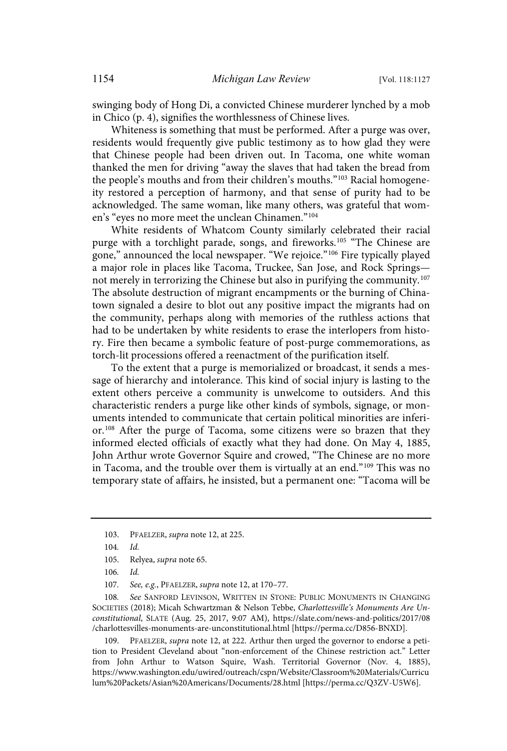swinging body of Hong Di, a convicted Chinese murderer lynched by a mob in Chico (p. 4), signifies the worthlessness of Chinese lives.

Whiteness is something that must be performed. After a purge was over, residents would frequently give public testimony as to how glad they were that Chinese people had been driven out. In Tacoma, one white woman thanked the men for driving "away the slaves that had taken the bread from the people's mouths and from their children's mouths."[103] Racial homogeneity restored a perception of harmony, and that sense of purity had to be acknowledged. The same woman, like many others, was grateful that women's "eyes no more meet the unclean Chinamen."[104]

White residents of Whatcom County similarly celebrated their racial purge with a torchlight parade, songs, and fireworks.[105] "The Chinese are gone," announced the local newspaper. "We rejoice."[106] Fire typically played a major role in places like Tacoma, Truckee, San Jose, and Rock Springs—not merely in terrorizing the Chinese but also in purifying the community.[107] The absolute destruction of migrant encampments or the burning of Chinatown signaled a desire to blot out any positive impact the migrants had on the community, perhaps along with memories of the ruthless actions that had to be undertaken by white residents to erase the interlopers from history. Fire then became a symbolic feature of post-purge commemorations, as torch-lit processions offered a reenactment of the purification itself.

To the extent that a purge is memorialized or broadcast, it sends a message of hierarchy and intolerance. This kind of social injury is lasting to the extent others perceive a community is unwelcome to outsiders. And this characteristic renders a purge like other kinds of symbols, signage, or monuments intended to communicate that certain political minorities are inferior.[108] After the purge of Tacoma, some citizens were so brazen that they informed elected officials of exactly what they had done. On May 4, 1885, John Arthur wrote Governor Squire and crowed, "The Chinese are no more in Tacoma, and the trouble over them is virtually at an end."[109] This was no temporary state of affairs, he insisted, but a permanent one: "Tacoma will be

---

103. PFAELZER, *supra* note 12, at 225.

104. *Id.*

105. Relyea, *supra* note 65.

106. *Id.*

107. *See, e.g.*, PFAELZER, *supra* note 12, at 170–77.

108. *See* SANFORD LEVINSON, WRITTEN IN STONE: PUBLIC MONUMENTS IN CHANGING SOCIETIES (2018); Micah Schwartzman & Nelson Tebbe, *Charlottesville's Monuments Are Unconstitutional*, SLATE (Aug. 25, 2017, 9:07 AM), https://slate.com/news-and-politics/2017/08/charlottesvilles-monuments-are-unconstitutional.html [https://perma.cc/D856-BNXD].

109. PFAELZER, *supra* note 12, at 222. Arthur then urged the governor to endorse a petition to President Cleveland about "non-enforcement of the Chinese restriction act." Letter from John Arthur to Watson Squire, Wash. Territorial Governor (Nov. 4, 1885), https://www.washington.edu/uwired/outreach/cspn/Website/Classroom%20Materials/Curriculum%20Packets/Asian%20Americans/Documents/28.html [https://perma.cc/Q3ZV-U5W6].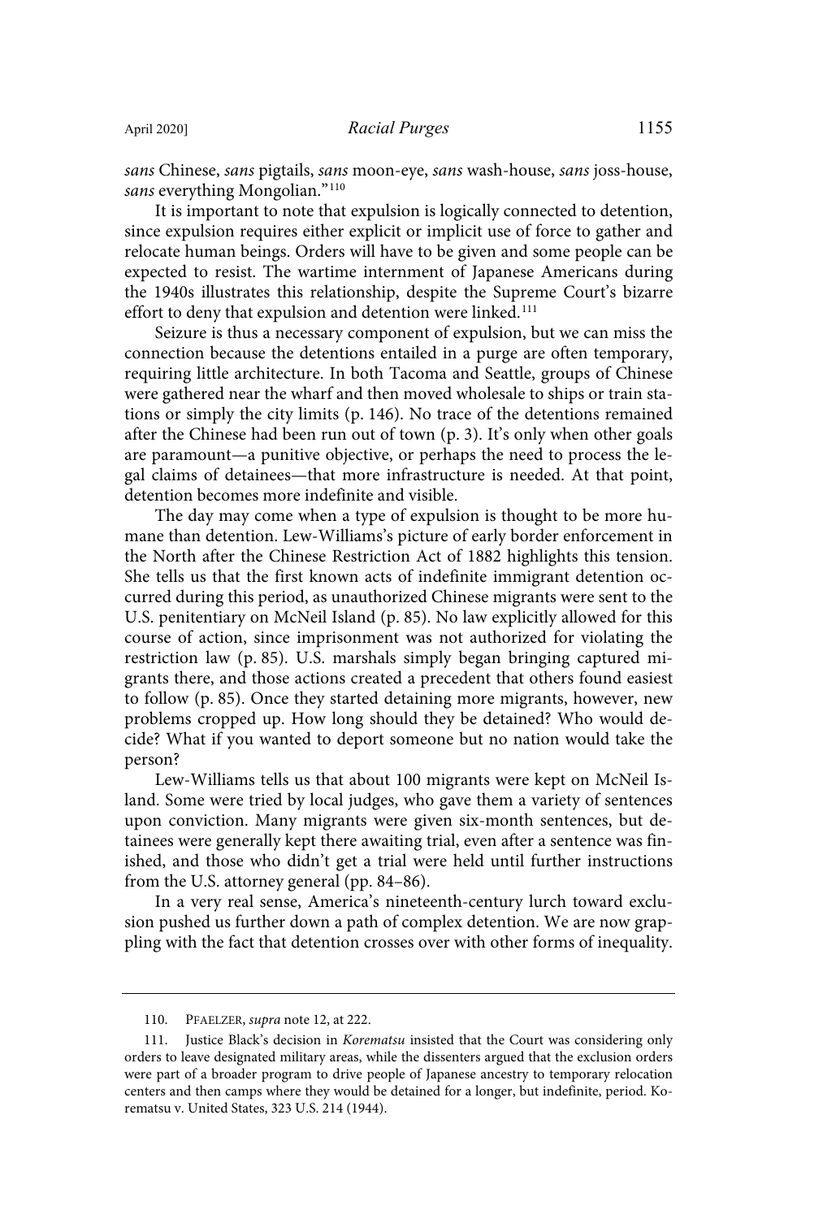*sans* Chinese, *sans* pigtails, *sans* moon-eye, *sans* wash-house, *sans* joss-house, *sans* everything Mongolian."[110]

It is important to note that expulsion is logically connected to detention, since expulsion requires either explicit or implicit use of force to gather and relocate human beings. Orders will have to be given and some people can be expected to resist. The wartime internment of Japanese Americans during the 1940s illustrates this relationship, despite the Supreme Court's bizarre effort to deny that expulsion and detention were linked.[111]

Seizure is thus a necessary component of expulsion, but we can miss the connection because the detentions entailed in a purge are often temporary, requiring little architecture. In both Tacoma and Seattle, groups of Chinese were gathered near the wharf and then moved wholesale to ships or train stations or simply the city limits (p. 146). No trace of the detentions remained after the Chinese had been run out of town (p. 3). It's only when other goals are paramount—a punitive objective, or perhaps the need to process the legal claims of detainees—that more infrastructure is needed. At that point, detention becomes more indefinite and visible.

The day may come when a type of expulsion is thought to be more humane than detention. Lew-Williams's picture of early border enforcement in the North after the Chinese Restriction Act of 1882 highlights this tension. She tells us that the first known acts of indefinite immigrant detention occurred during this period, as unauthorized Chinese migrants were sent to the U.S. penitentiary on McNeil Island (p. 85). No law explicitly allowed for this course of action, since imprisonment was not authorized for violating the restriction law (p. 85). U.S. marshals simply began bringing captured migrants there, and those actions created a precedent that others found easiest to follow (p. 85). Once they started detaining more migrants, however, new problems cropped up. How long should they be detained? Who would decide? What if you wanted to deport someone but no nation would take the person?

Lew-Williams tells us that about 100 migrants were kept on McNeil Island. Some were tried by local judges, who gave them a variety of sentences upon conviction. Many migrants were given six-month sentences, but detainees were generally kept there awaiting trial, even after a sentence was finished, and those who didn't get a trial were held until further instructions from the U.S. attorney general (pp. 84–86).

In a very real sense, America's nineteenth-century lurch toward exclusion pushed us further down a path of complex detention. We are now grappling with the fact that detention crosses over with other forms of inequality.

---

110. PFAELZER, *supra* note 12, at 222.

111. Justice Black's decision in *Korematsu* insisted that the Court was considering only orders to leave designated military areas, while the dissenters argued that the exclusion orders were part of a broader program to drive people of Japanese ancestry to temporary relocation centers and then camps where they would be detained for a longer, but indefinite, period. Korematsu v. United States, 323 U.S. 214 (1944).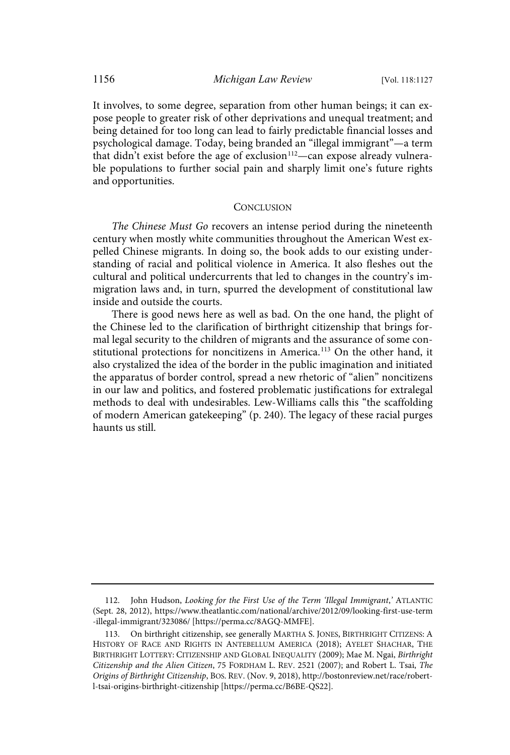It involves, to some degree, separation from other human beings; it can expose people to greater risk of other deprivations and unequal treatment; and being detained for too long can lead to fairly predictable financial losses and psychological damage. Today, being branded an "illegal immigrant"—a term that didn't exist before the age of exclusion[112]—can expose already vulnerable populations to further social pain and sharply limit one's future rights and opportunities.

## CONCLUSION

*The Chinese Must Go* recovers an intense period during the nineteenth century when mostly white communities throughout the American West expelled Chinese migrants. In doing so, the book adds to our existing understanding of racial and political violence in America. It also fleshes out the cultural and political undercurrents that led to changes in the country's immigration laws and, in turn, spurred the development of constitutional law inside and outside the courts.

There is good news here as well as bad. On the one hand, the plight of the Chinese led to the clarification of birthright citizenship that brings formal legal security to the children of migrants and the assurance of some constitutional protections for noncitizens in America.[113] On the other hand, it also crystalized the idea of the border in the public imagination and initiated the apparatus of border control, spread a new rhetoric of "alien" noncitizens in our law and politics, and fostered problematic justifications for extralegal methods to deal with undesirables. Lew-Williams calls this "the scaffolding of modern American gatekeeping" (p. 240). The legacy of these racial purges haunts us still.

---

112. John Hudson, *Looking for the First Use of the Term 'Illegal Immigrant,'* ATLANTIC (Sept. 28, 2012), https://www.theatlantic.com/national/archive/2012/09/looking-first-use-term-illegal-immigrant/323086/ [https://perma.cc/8AGQ-MMFE].

113. On birthright citizenship, see generally MARTHA S. JONES, BIRTHRIGHT CITIZENS: A HISTORY OF RACE AND RIGHTS IN ANTEBELLUM AMERICA (2018); AYELET SHACHAR, THE BIRTHRIGHT LOTTERY: CITIZENSHIP AND GLOBAL INEQUALITY (2009); Mae M. Ngai, *Birthright Citizenship and the Alien Citizen*, 75 FORDHAM L. REV. 2521 (2007); and Robert L. Tsai, *The Origins of Birthright Citizenship*, BOS. REV. (Nov. 9, 2018), http://bostonreview.net/race/robert-l-tsai-origins-birthright-citizenship [https://perma.cc/B6BE-QS22].